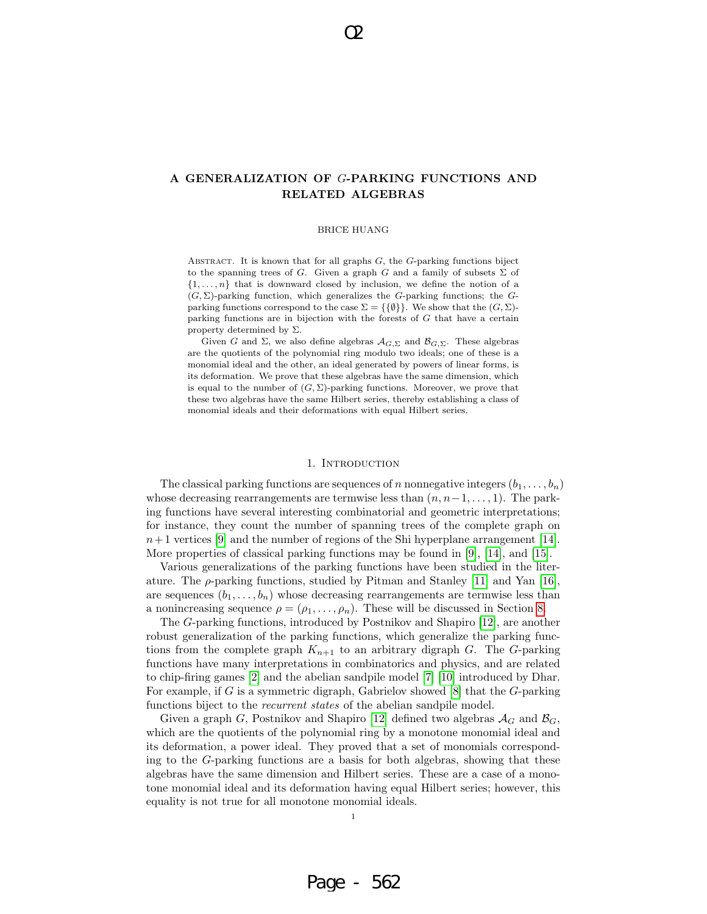# A GENERALIZATION OF $G$-PARKING FUNCTIONS AND RELATED ALGEBRAS

BRICE HUANG

ABSTRACT. It is known that for all graphs $G$, the $G$-parking functions biject to the spanning trees of $G$. Given a graph $G$ and a family of subsets $\Sigma$ of $\{1, \ldots, n\}$ that is downward closed by inclusion, we define the notion of a $(G, \Sigma)$-parking function, which generalizes the $G$-parking functions; the $G$-parking functions correspond to the case $\Sigma = \{\{\emptyset\}\}$. We show that the $(G, \Sigma)$-parking functions are in bijection with the forests of $G$ that have a certain property determined by $\Sigma$.

Given $G$ and $\Sigma$, we also define algebras $\mathcal{A}_{G,\Sigma}$ and $\mathcal{B}_{G,\Sigma}$. These algebras are the quotients of the polynomial ring modulo two ideals; one of these is a monomial ideal and the other, an ideal generated by powers of linear forms, is its deformation. We prove that these algebras have the same dimension, which is equal to the number of $(G, \Sigma)$-parking functions. Moreover, we prove that these two algebras have the same Hilbert series, thereby establishing a class of monomial ideals and their deformations with equal Hilbert series.

## 1. INTRODUCTION

The classical parking functions are sequences of $n$ nonnegative integers $(b_1, \ldots, b_n)$ whose decreasing rearrangements are termwise less than $(n, n-1, \ldots, 1)$. The parking functions have several interesting combinatorial and geometric interpretations; for instance, they count the number of spanning trees of the complete graph on $n+1$ vertices [9] and the number of regions of the Shi hyperplane arrangement [14]. More properties of classical parking functions may be found in [9], [14], and [15].

Various generalizations of the parking functions have been studied in the literature. The $\rho$-parking functions, studied by Pitman and Stanley [11] and Yan [16], are sequences $(b_1, \ldots, b_n)$ whose decreasing rearrangements are termwise less than a nonincreasing sequence $\rho = (\rho_1, \ldots, \rho_n)$. These will be discussed in Section 8.

The $G$-parking functions, introduced by Postnikov and Shapiro [12], are another robust generalization of the parking functions, which generalize the parking functions from the complete graph $K_{n+1}$ to an arbitrary digraph $G$. The $G$-parking functions have many interpretations in combinatorics and physics, and are related to chip-firing games [2] and the abelian sandpile model [7] [10] introduced by Dhar. For example, if $G$ is a symmetric digraph, Gabrielov showed [8] that the $G$-parking functions biject to the *recurrent states* of the abelian sandpile model.

Given a graph $G$, Postnikov and Shapiro [12] defined two algebras $\mathcal{A}_G$ and $\mathcal{B}_G$, which are the quotients of the polynomial ring by a monotone monomial ideal and its deformation, a power ideal. They proved that a set of monomials corresponding to the $G$-parking functions are a basis for both algebras, showing that these algebras have the same dimension and Hilbert series. These are a case of a monotone monomial ideal and its deformation having equal Hilbert series; however, this equality is not true for all monotone monomial ideals.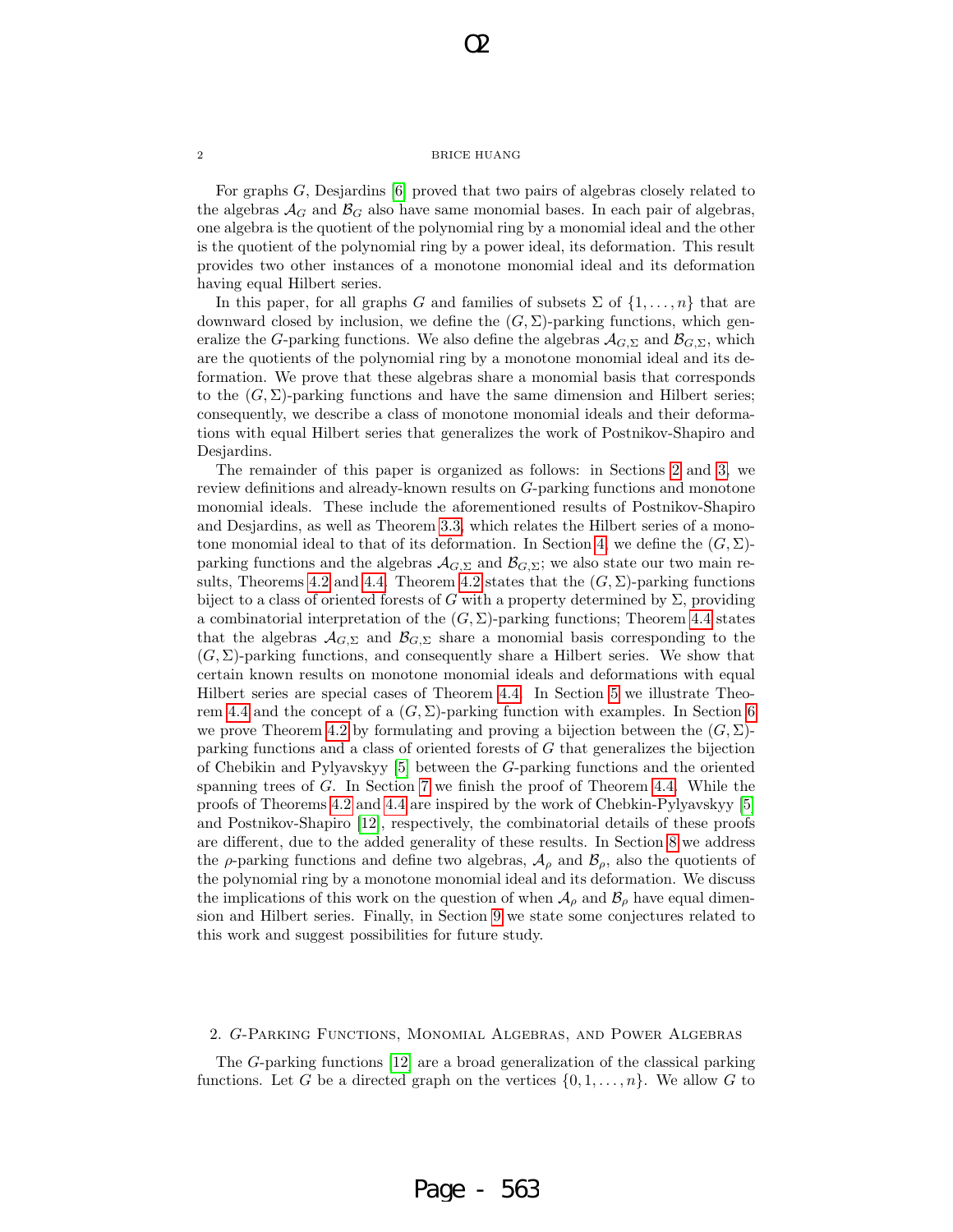For graphs $G$, Desjardins [6] proved that two pairs of algebras closely related to the algebras $\mathcal{A}_G$ and $\mathcal{B}_G$ also have same monomial bases. In each pair of algebras, one algebra is the quotient of the polynomial ring by a monomial ideal and the other is the quotient of the polynomial ring by a power ideal, its deformation. This result provides two other instances of a monotone monomial ideal and its deformation having equal Hilbert series.

In this paper, for all graphs $G$ and families of subsets $\Sigma$ of $\{1, \ldots, n\}$ that are downward closed by inclusion, we define the $(G, \Sigma)$-parking functions, which generalize the $G$-parking functions. We also define the algebras $\mathcal{A}_{G,\Sigma}$ and $\mathcal{B}_{G,\Sigma}$, which are the quotients of the polynomial ring by a monotone monomial ideal and its deformation. We prove that these algebras share a monomial basis that corresponds to the $(G, \Sigma)$-parking functions and have the same dimension and Hilbert series; consequently, we describe a class of monotone monomial ideals and their deformations with equal Hilbert series that generalizes the work of Postnikov-Shapiro and Desjardins.

The remainder of this paper is organized as follows: in Sections 2 and 3, we review definitions and already-known results on $G$-parking functions and monotone monomial ideals. These include the aforementioned results of Postnikov-Shapiro and Desjardins, as well as Theorem 3.3, which relates the Hilbert series of a monotone monomial ideal to that of its deformation. In Section 4, we define the $(G, \Sigma)$-parking functions and the algebras $\mathcal{A}_{G,\Sigma}$ and $\mathcal{B}_{G,\Sigma}$; we also state our two main results, Theorems 4.2 and 4.4. Theorem 4.2 states that the $(G, \Sigma)$-parking functions biject to a class of oriented forests of $G$ with a property determined by $\Sigma$, providing a combinatorial interpretation of the $(G, \Sigma)$-parking functions; Theorem 4.4 states that the algebras $\mathcal{A}_{G,\Sigma}$ and $\mathcal{B}_{G,\Sigma}$ share a monomial basis corresponding to the $(G, \Sigma)$-parking functions, and consequently share a Hilbert series. We show that certain known results on monotone monomial ideals and deformations with equal Hilbert series are special cases of Theorem 4.4. In Section 5 we illustrate Theorem 4.4 and the concept of a $(G, \Sigma)$-parking function with examples. In Section 6 we prove Theorem 4.2 by formulating and proving a bijection between the $(G, \Sigma)$-parking functions and a class of oriented forests of $G$ that generalizes the bijection of Chebikin and Pylyavskyy [5] between the $G$-parking functions and the oriented spanning trees of $G$. In Section 7 we finish the proof of Theorem 4.4. While the proofs of Theorems 4.2 and 4.4 are inspired by the work of Chebkin-Pylyavskyy [5] and Postnikov-Shapiro [12], respectively, the combinatorial details of these proofs are different, due to the added generality of these results. In Section 8 we address the $\rho$-parking functions and define two algebras, $\mathcal{A}_\rho$ and $\mathcal{B}_\rho$, also the quotients of the polynomial ring by a monotone monomial ideal and its deformation. We discuss the implications of this work on the question of when $\mathcal{A}_\rho$ and $\mathcal{B}_\rho$ have equal dimension and Hilbert series. Finally, in Section 9 we state some conjectures related to this work and suggest possibilities for future study.

## 2. $G$-Parking Functions, Monomial Algebras, and Power Algebras

The $G$-parking functions [12] are a broad generalization of the classical parking functions. Let $G$ be a directed graph on the vertices $\{0, 1, \ldots, n\}$. We allow $G$ to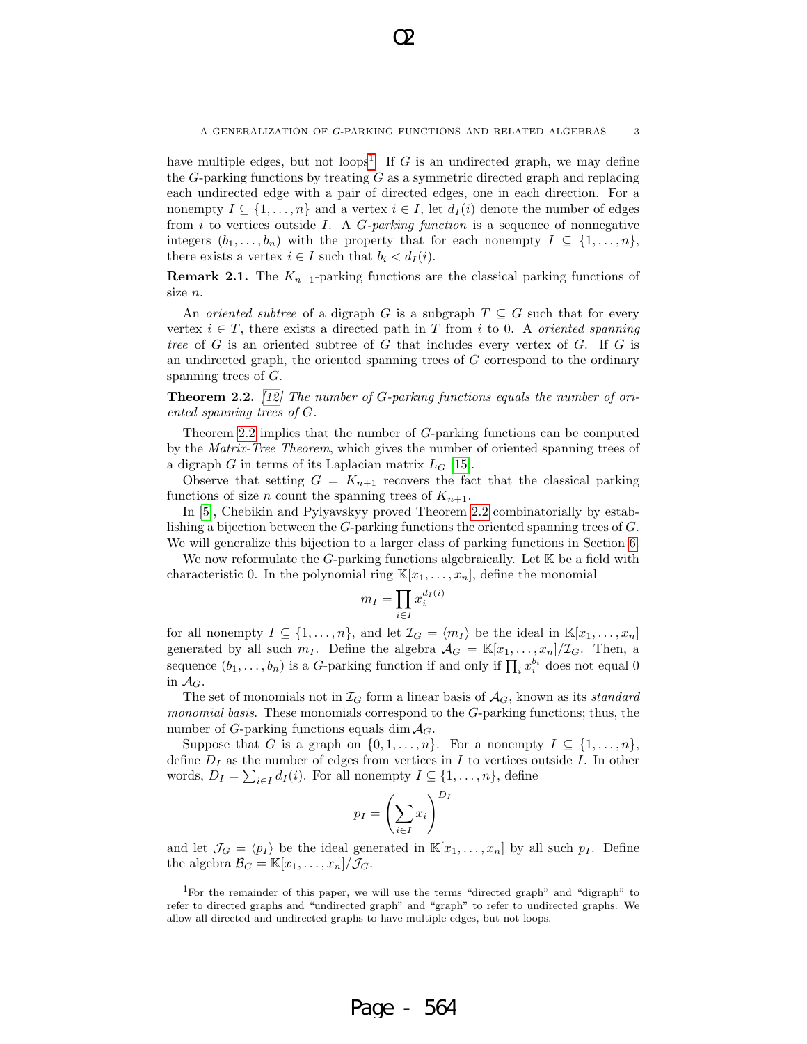have multiple edges, but not loops[1]. If $G$ is an undirected graph, we may define the $G$-parking functions by treating $G$ as a symmetric directed graph and replacing each undirected edge with a pair of directed edges, one in each direction. For a nonempty $I \subseteq \{1, \ldots, n\}$ and a vertex $i \in I$, let $d_I(i)$ denote the number of edges from $i$ to vertices outside $I$. A *$G$-parking function* is a sequence of nonnegative integers $(b_1, \ldots, b_n)$ with the property that for each nonempty $I \subseteq \{1, \ldots, n\}$, there exists a vertex $i \in I$ such that $b_i < d_I(i)$.

**Remark 2.1.** The $K_{n+1}$-parking functions are the classical parking functions of size $n$.

An *oriented subtree* of a digraph $G$ is a subgraph $T \subseteq G$ such that for every vertex $i \in T$, there exists a directed path in $T$ from $i$ to 0. A *oriented spanning tree* of $G$ is an oriented subtree of $G$ that includes every vertex of $G$. If $G$ is an undirected graph, the oriented spanning trees of $G$ correspond to the ordinary spanning trees of $G$.

**Theorem 2.2.** *[12] The number of $G$-parking functions equals the number of oriented spanning trees of $G$.*

Theorem 2.2 implies that the number of $G$-parking functions can be computed by the *Matrix-Tree Theorem*, which gives the number of oriented spanning trees of a digraph $G$ in terms of its Laplacian matrix $L_G$ [15].

Observe that setting $G = K_{n+1}$ recovers the fact that the classical parking functions of size $n$ count the spanning trees of $K_{n+1}$.

In [5], Chebikin and Pylyavskyy proved Theorem 2.2 combinatorially by establishing a bijection between the $G$-parking functions the oriented spanning trees of $G$. We will generalize this bijection to a larger class of parking functions in Section 6.

We now reformulate the $G$-parking functions algebraically. Let $\mathbb{K}$ be a field with characteristic 0. In the polynomial ring $\mathbb{K}[x_1, \ldots, x_n]$, define the monomial

$$m_I = \prod_{i \in I} x_i^{d_I(i)}$$

for all nonempty $I \subseteq \{1, \ldots, n\}$, and let $\mathcal{I}_G = \langle m_I \rangle$ be the ideal in $\mathbb{K}[x_1, \ldots, x_n]$ generated by all such $m_I$. Define the algebra $\mathcal{A}_G = \mathbb{K}[x_1, \ldots, x_n]/\mathcal{I}_G$. Then, a sequence $(b_1, \ldots, b_n)$ is a $G$-parking function if and only if $\prod_i x_i^{b_i}$ does not equal 0 in $\mathcal{A}_G$.

The set of monomials not in $\mathcal{I}_G$ form a linear basis of $\mathcal{A}_G$, known as its *standard monomial basis*. These monomials correspond to the $G$-parking functions; thus, the number of $G$-parking functions equals $\dim \mathcal{A}_G$.

Suppose that $G$ is a graph on $\{0, 1, \ldots, n\}$. For a nonempty $I \subseteq \{1, \ldots, n\}$, define $D_I$ as the number of edges from vertices in $I$ to vertices outside $I$. In other words, $D_I = \sum_{i \in I} d_I(i)$. For all nonempty $I \subseteq \{1, \ldots, n\}$, define

$$p_I = \left( \sum_{i \in I} x_i \right)^{D_I}$$

and let $\mathcal{J}_G = \langle p_I \rangle$ be the ideal generated in $\mathbb{K}[x_1, \ldots, x_n]$ by all such $p_I$. Define the algebra $\mathcal{B}_G = \mathbb{K}[x_1, \ldots, x_n]/\mathcal{J}_G$.

---

[1]For the remainder of this paper, we will use the terms "directed graph" and "digraph" to refer to directed graphs and "undirected graph" and "graph" to refer to undirected graphs. We allow all directed and undirected graphs to have multiple edges, but not loops.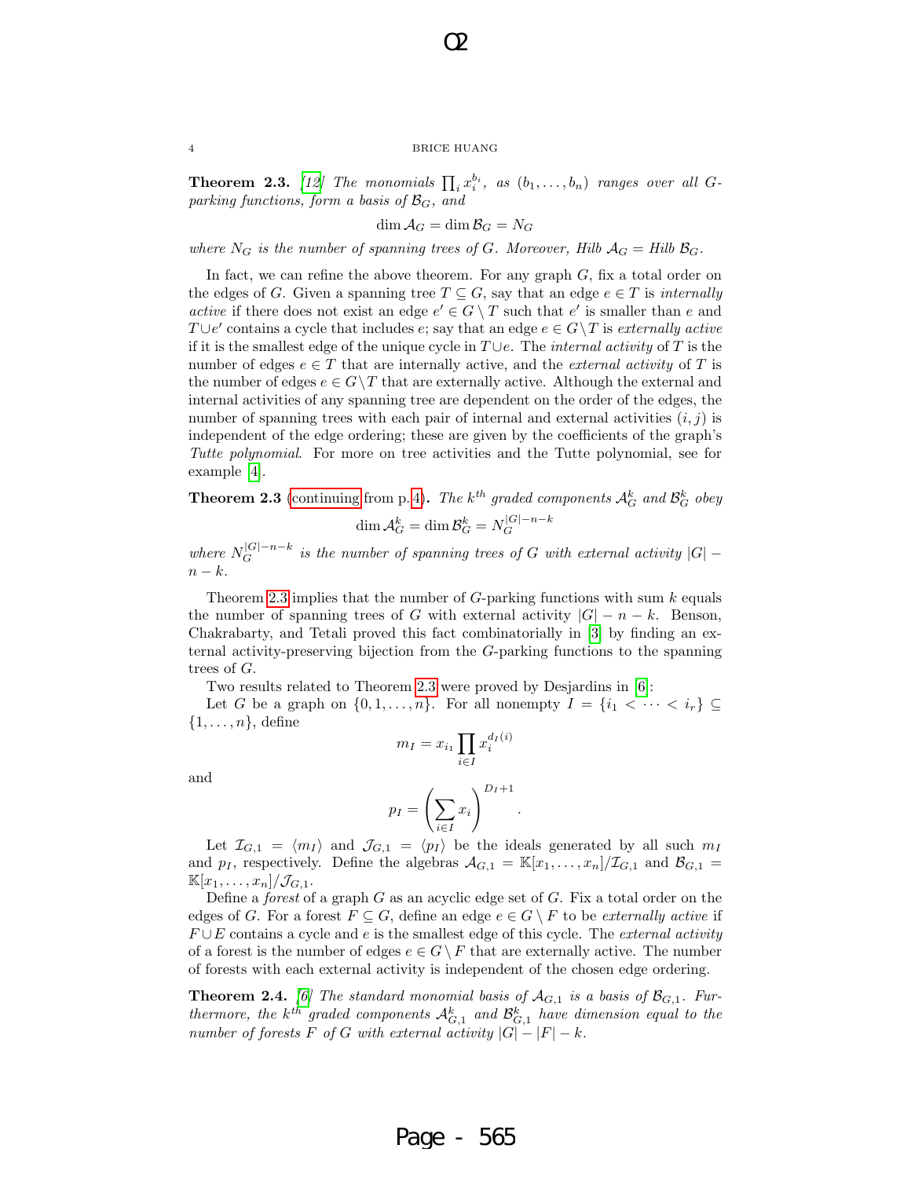**Theorem 2.3.** [12] *The monomials $\prod_i x_i^{b_i}$, as $(b_1, \ldots, b_n)$ ranges over all $G$-parking functions, form a basis of $\mathcal{B}_G$, and*

$$\dim \mathcal{A}_G = \dim \mathcal{B}_G = N_G$$

*where $N_G$ is the number of spanning trees of $G$. Moreover, Hilb $\mathcal{A}_G$ = Hilb $\mathcal{B}_G$.*

In fact, we can refine the above theorem. For any graph $G$, fix a total order on the edges of $G$. Given a spanning tree $T \subseteq G$, say that an edge $e \in T$ is *internally active* if there does not exist an edge $e' \in G \setminus T$ such that $e'$ is smaller than $e$ and $T \cup e'$ contains a cycle that includes $e$; say that an edge $e \in G \setminus T$ is *externally active* if it is the smallest edge of the unique cycle in $T \cup e$. The *internal activity* of $T$ is the number of edges $e \in T$ that are internally active, and the *external activity* of $T$ is the number of edges $e \in G \setminus T$ that are externally active. Although the external and internal activities of any spanning tree are dependent on the order of the edges, the number of spanning trees with each pair of internal and external activities $(i, j)$ is independent of the edge ordering; these are given by the coefficients of the graph's *Tutte polynomial*. For more on tree activities and the Tutte polynomial, see for example [4].

**Theorem 2.3** (continuing from p.4)**.** *The $k^{th}$ graded components $\mathcal{A}_G^k$ and $\mathcal{B}_G^k$ obey*

$$\dim \mathcal{A}_G^k = \dim \mathcal{B}_G^k = N_G^{|G|-n-k}$$

*where $N_G^{|G|-n-k}$ is the number of spanning trees of $G$ with external activity $|G| - n - k$.*

Theorem 2.3 implies that the number of $G$-parking functions with sum $k$ equals the number of spanning trees of $G$ with external activity $|G| - n - k$. Benson, Chakrabarty, and Tetali proved this fact combinatorially in [3] by finding an external activity-preserving bijection from the $G$-parking functions to the spanning trees of $G$.

Two results related to Theorem 2.3 were proved by Desjardins in [6]:

Let $G$ be a graph on $\{0, 1, \ldots, n\}$. For all nonempty $I = \{i_1 < \cdots < i_r\} \subseteq \{1, \ldots, n\}$, define

$$m_I = x_{i_1} \prod_{i \in I} x_i^{d_I(i)}$$

and

$$p_I = \left( \sum_{i \in I} x_i \right)^{D_I + 1}.$$

Let $\mathcal{I}_{G,1} = \langle m_I \rangle$ and $\mathcal{J}_{G,1} = \langle p_I \rangle$ be the ideals generated by all such $m_I$ and $p_I$, respectively. Define the algebras $\mathcal{A}_{G,1} = \mathbb{K}[x_1, \ldots, x_n]/\mathcal{I}_{G,1}$ and $\mathcal{B}_{G,1} = \mathbb{K}[x_1, \ldots, x_n]/\mathcal{J}_{G,1}$.

Define a *forest* of a graph $G$ as an acyclic edge set of $G$. Fix a total order on the edges of $G$. For a forest $F \subseteq G$, define an edge $e \in G \setminus F$ to be *externally active* if $F \cup E$ contains a cycle and $e$ is the smallest edge of this cycle. The *external activity* of a forest is the number of edges $e \in G \setminus F$ that are externally active. The number of forests with each external activity is independent of the chosen edge ordering.

**Theorem 2.4.** [6] *The standard monomial basis of $\mathcal{A}_{G,1}$ is a basis of $\mathcal{B}_{G,1}$. Furthermore, the $k^{th}$ graded components $\mathcal{A}_{G,1}^k$ and $\mathcal{B}_{G,1}^k$ have dimension equal to the number of forests $F$ of $G$ with external activity $|G| - |F| - k$.*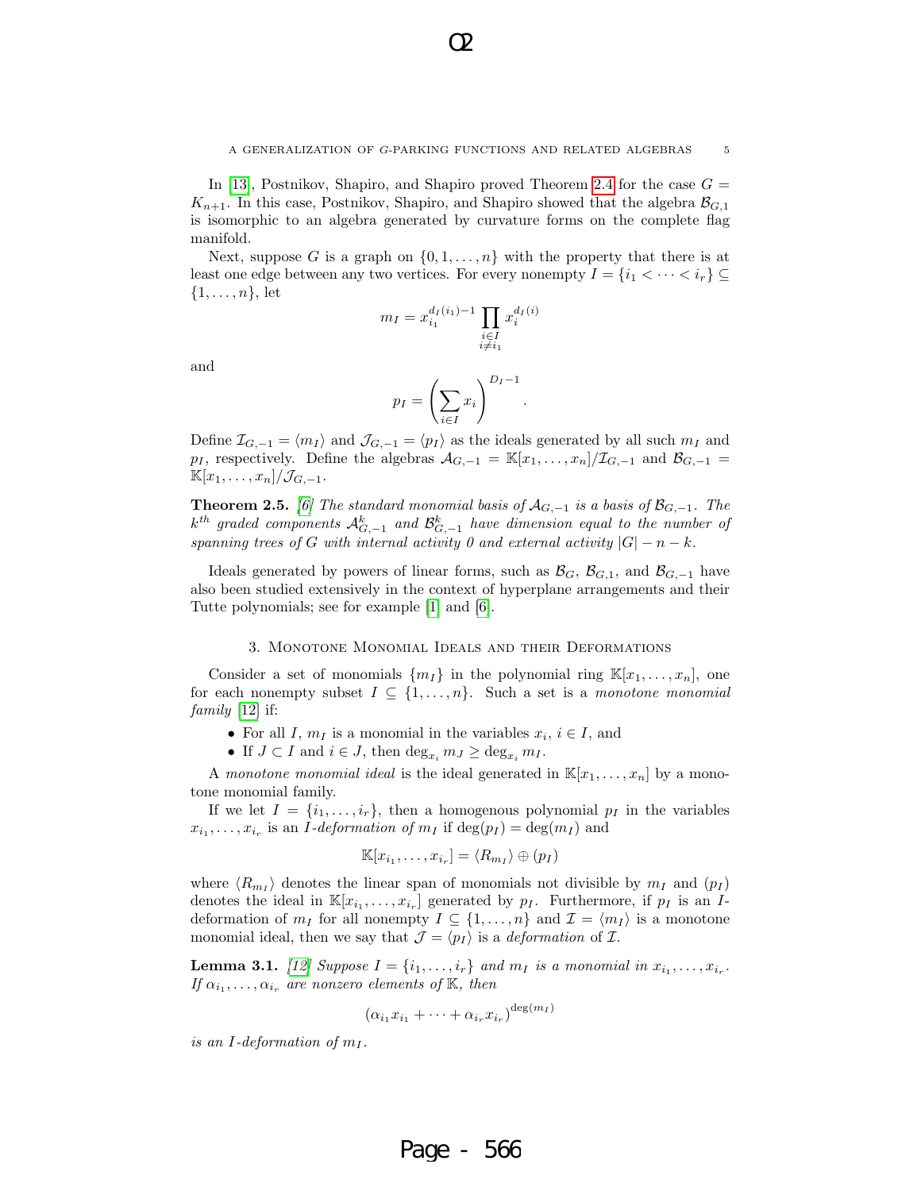In [13], Postnikov, Shapiro, and Shapiro proved Theorem 2.4 for the case $G = K_{n+1}$. In this case, Postnikov, Shapiro, and Shapiro showed that the algebra $\mathcal{B}_{G,1}$ is isomorphic to an algebra generated by curvature forms on the complete flag manifold.

Next, suppose $G$ is a graph on $\{0, 1, \ldots, n\}$ with the property that there is at least one edge between any two vertices. For every nonempty $I = \{i_1 < \cdots < i_r\} \subseteq \{1, \ldots, n\}$, let

$$m_I = x_{i_1}^{d_I(i_1)-1} \prod_{\substack{i \in I \\ i \neq i_1}} x_i^{d_I(i)}$$

and

$$p_I = \left( \sum_{i \in I} x_i \right)^{D_I - 1}.$$

Define $\mathcal{I}_{G,-1} = \langle m_I \rangle$ and $\mathcal{J}_{G,-1} = \langle p_I \rangle$ as the ideals generated by all such $m_I$ and $p_I$, respectively. Define the algebras $\mathcal{A}_{G,-1} = \mathbb{K}[x_1, \ldots, x_n]/\mathcal{I}_{G,-1}$ and $\mathcal{B}_{G,-1} = \mathbb{K}[x_1, \ldots, x_n]/\mathcal{J}_{G,-1}$.

**Theorem 2.5.** *[6] The standard monomial basis of $\mathcal{A}_{G,-1}$ is a basis of $\mathcal{B}_{G,-1}$. The $k^{th}$ graded components $\mathcal{A}^k_{G,-1}$ and $\mathcal{B}^k_{G,-1}$ have dimension equal to the number of spanning trees of $G$ with internal activity 0 and external activity $|G| - n - k$.*

Ideals generated by powers of linear forms, such as $\mathcal{B}_G$, $\mathcal{B}_{G,1}$, and $\mathcal{B}_{G,-1}$ have also been studied extensively in the context of hyperplane arrangements and their Tutte polynomials; see for example [1] and [6].

## 3. Monotone Monomial Ideals and their Deformations

Consider a set of monomials $\{m_I\}$ in the polynomial ring $\mathbb{K}[x_1, \ldots, x_n]$, one for each nonempty subset $I \subseteq \{1, \ldots, n\}$. Such a set is a *monotone monomial family* [12] if:

- For all $I$, $m_I$ is a monomial in the variables $x_i$, $i \in I$, and
- If $J \subset I$ and $i \in J$, then $\deg_{x_i} m_J \geq \deg_{x_i} m_I$.

A *monotone monomial ideal* is the ideal generated in $\mathbb{K}[x_1, \ldots, x_n]$ by a monotone monomial family.

If we let $I = \{i_1, \ldots, i_r\}$, then a homogenous polynomial $p_I$ in the variables $x_{i_1}, \ldots, x_{i_r}$ is an *$I$-deformation of $m_I$* if $\deg(p_I) = \deg(m_I)$ and

$$\mathbb{K}[x_{i_1}, \ldots, x_{i_r}] = \langle R_{m_I} \rangle \oplus (p_I)$$

where $\langle R_{m_I} \rangle$ denotes the linear span of monomials not divisible by $m_I$ and $(p_I)$ denotes the ideal in $\mathbb{K}[x_{i_1}, \ldots, x_{i_r}]$ generated by $p_I$. Furthermore, if $p_I$ is an $I$-deformation of $m_I$ for all nonempty $I \subseteq \{1, \ldots, n\}$ and $\mathcal{I} = \langle m_I \rangle$ is a monotone monomial ideal, then we say that $\mathcal{J} = \langle p_I \rangle$ is a *deformation* of $\mathcal{I}$.

**Lemma 3.1.** *[12] Suppose $I = \{i_1, \ldots, i_r\}$ and $m_I$ is a monomial in $x_{i_1}, \ldots, x_{i_r}$. If $\alpha_{i_1}, \ldots, \alpha_{i_r}$ are nonzero elements of $\mathbb{K}$, then*

$$(\alpha_{i_1} x_{i_1} + \cdots + \alpha_{i_r} x_{i_r})^{\deg(m_I)}$$

*is an $I$-deformation of $m_I$.*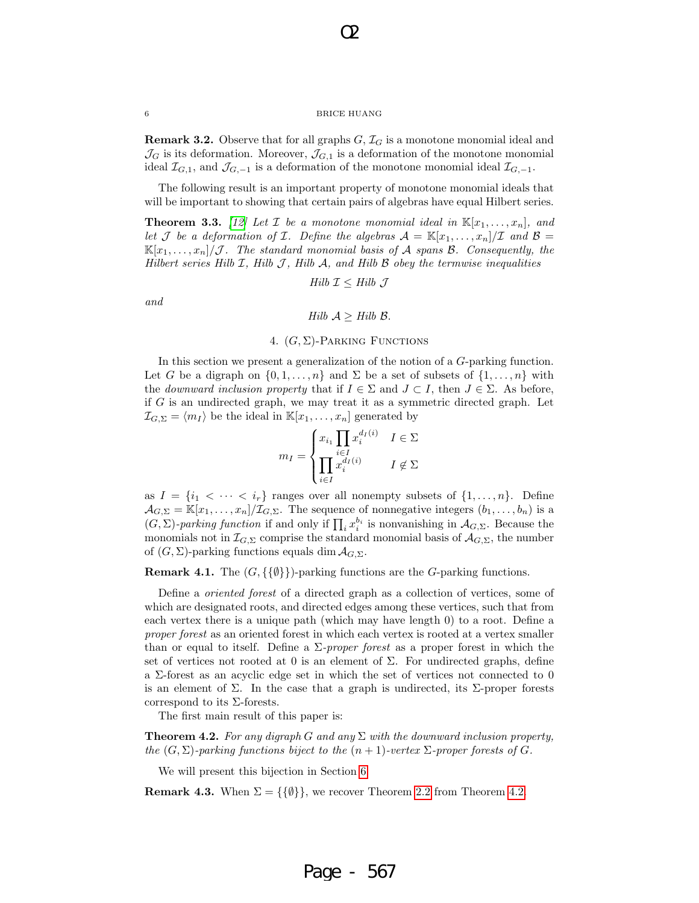**Remark 3.2.** Observe that for all graphs $G$, $\mathcal{I}_G$ is a monotone monomial ideal and $\mathcal{J}_G$ is its deformation. Moreover, $\mathcal{J}_{G,1}$ is a deformation of the monotone monomial ideal $\mathcal{I}_{G,1}$, and $\mathcal{J}_{G,-1}$ is a deformation of the monotone monomial ideal $\mathcal{I}_{G,-1}$.

The following result is an important property of monotone monomial ideals that will be important to showing that certain pairs of algebras have equal Hilbert series.

**Theorem 3.3.** *[12] Let $\mathcal{I}$ be a monotone monomial ideal in $\mathbb{K}[x_1, \ldots, x_n]$, and let $\mathcal{J}$ be a deformation of $\mathcal{I}$. Define the algebras $\mathcal{A} = \mathbb{K}[x_1, \ldots, x_n]/\mathcal{I}$ and $\mathcal{B} = \mathbb{K}[x_1, \ldots, x_n]/\mathcal{J}$. The standard monomial basis of $\mathcal{A}$ spans $\mathcal{B}$. Consequently, the Hilbert series Hilb $\mathcal{I}$, Hilb $\mathcal{J}$, Hilb $\mathcal{A}$, and Hilb $\mathcal{B}$ obey the termwise inequalities*

$$\text{Hilb } \mathcal{I} \leq \text{Hilb } \mathcal{J}$$

*and*

$$\text{Hilb } \mathcal{A} \geq \text{Hilb } \mathcal{B}.$$

## 4. $(G, \Sigma)$-Parking Functions

In this section we present a generalization of the notion of a $G$-parking function. Let $G$ be a digraph on $\{0, 1, \ldots, n\}$ and $\Sigma$ be a set of subsets of $\{1, \ldots, n\}$ with the *downward inclusion property* that if $I \in \Sigma$ and $J \subset I$, then $J \in \Sigma$. As before, if $G$ is an undirected graph, we may treat it as a symmetric directed graph. Let $\mathcal{I}_{G,\Sigma} = \langle m_I \rangle$ be the ideal in $\mathbb{K}[x_1, \ldots, x_n]$ generated by

$$m_I = \begin{cases} x_{i_1} \prod_{i \in I} x_i^{d_I(i)} & I \in \Sigma \\ \prod_{i \in I} x_i^{d_I(i)} & I \notin \Sigma \end{cases}$$

as $I = \{i_1 < \cdots < i_r\}$ ranges over all nonempty subsets of $\{1, \ldots, n\}$. Define $\mathcal{A}_{G,\Sigma} = \mathbb{K}[x_1, \ldots, x_n]/\mathcal{I}_{G,\Sigma}$. The sequence of nonnegative integers $(b_1, \ldots, b_n)$ is a $(G, \Sigma)$-*parking function* if and only if $\prod_i x_i^{b_i}$ is nonvanishing in $\mathcal{A}_{G,\Sigma}$. Because the monomials not in $\mathcal{I}_{G,\Sigma}$ comprise the standard monomial basis of $\mathcal{A}_{G,\Sigma}$, the number of $(G, \Sigma)$-parking functions equals $\dim \mathcal{A}_{G,\Sigma}$.

**Remark 4.1.** The $(G, \{\{\emptyset\}\})$-parking functions are the $G$-parking functions.

Define an *oriented forest* of a directed graph as a collection of vertices, some of which are designated roots, and directed edges among these vertices, such that from each vertex there is a unique path (which may have length 0) to a root. Define a *proper forest* as an oriented forest in which each vertex is rooted at a vertex smaller than or equal to itself. Define a $\Sigma$-*proper forest* as a proper forest in which the set of vertices not rooted at 0 is an element of $\Sigma$. For undirected graphs, define a $\Sigma$-forest as an acyclic edge set in which the set of vertices not connected to 0 is an element of $\Sigma$. In the case that a graph is undirected, its $\Sigma$-proper forests correspond to its $\Sigma$-forests.

The first main result of this paper is:

**Theorem 4.2.** *For any digraph $G$ and any $\Sigma$ with the downward inclusion property, the $(G, \Sigma)$-parking functions biject to the $(n+1)$-vertex $\Sigma$-proper forests of $G$.*

We will present this bijection in Section 6.

**Remark 4.3.** When $\Sigma = \{\{\emptyset\}\}$, we recover Theorem 2.2 from Theorem 4.2.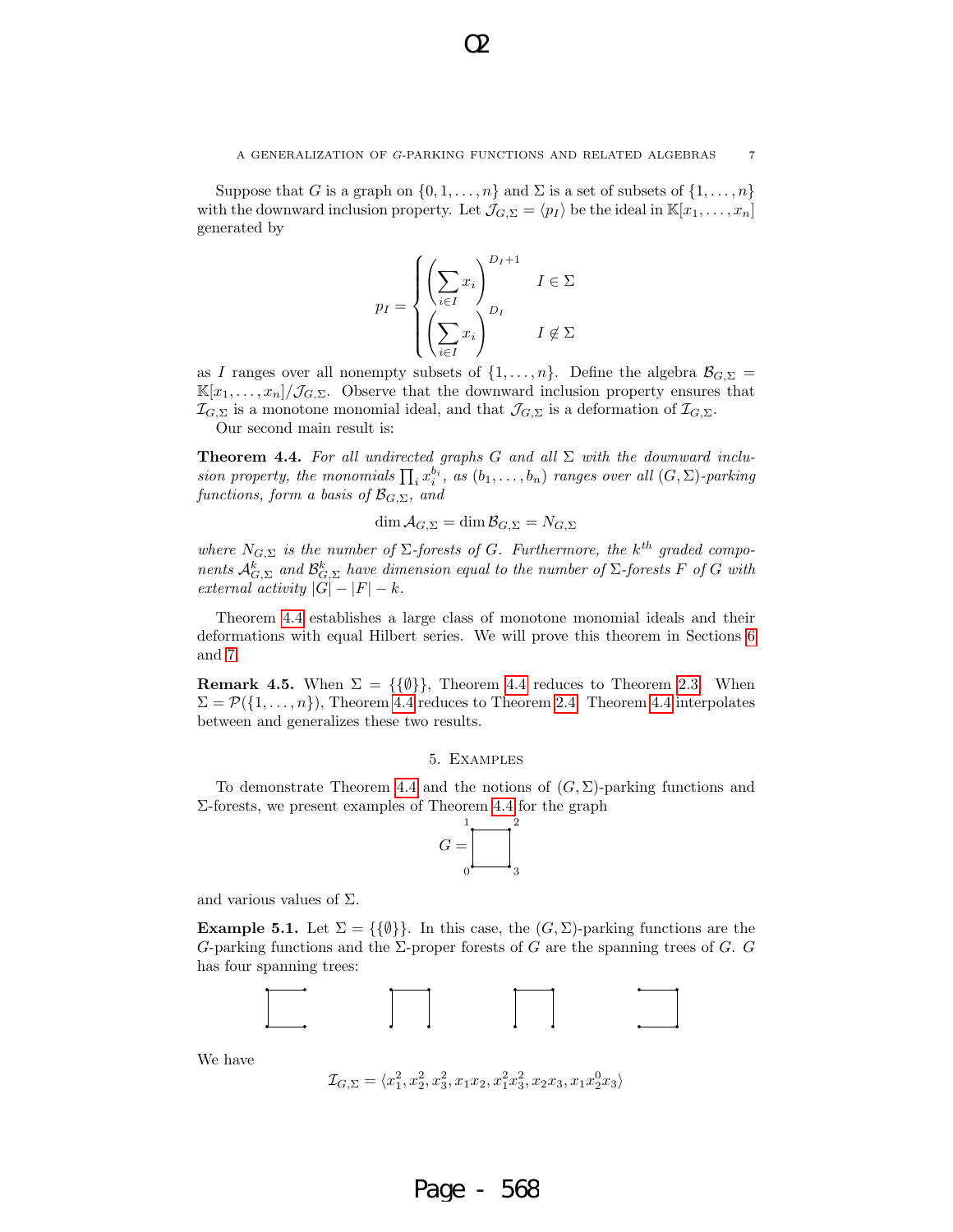Suppose that $G$ is a graph on $\{0, 1, \ldots, n\}$ and $\Sigma$ is a set of subsets of $\{1, \ldots, n\}$ with the downward inclusion property. Let $\mathcal{J}_{G,\Sigma} = \langle p_I \rangle$ be the ideal in $\mathbb{K}[x_1, \ldots, x_n]$ generated by

$$p_I = \begin{cases} \left(\displaystyle\sum_{i \in I} x_i\right)^{D_I + 1} & I \in \Sigma \\ \left(\displaystyle\sum_{i \in I} x_i\right)^{D_I} & I \notin \Sigma \end{cases}$$

as $I$ ranges over all nonempty subsets of $\{1, \ldots, n\}$. Define the algebra $\mathcal{B}_{G,\Sigma} = \mathbb{K}[x_1, \ldots, x_n]/\mathcal{J}_{G,\Sigma}$. Observe that the downward inclusion property ensures that $\mathcal{I}_{G,\Sigma}$ is a monotone monomial ideal, and that $\mathcal{J}_{G,\Sigma}$ is a deformation of $\mathcal{I}_{G,\Sigma}$.

Our second main result is:

**Theorem 4.4.** *For all undirected graphs $G$ and all $\Sigma$ with the downward inclusion property, the monomials $\prod_i x_i^{b_i}$, as $(b_1, \ldots, b_n)$ ranges over all $(G, \Sigma)$-parking functions, form a basis of $\mathcal{B}_{G,\Sigma}$, and*

$$\dim \mathcal{A}_{G,\Sigma} = \dim \mathcal{B}_{G,\Sigma} = N_{G,\Sigma}$$

*where $N_{G,\Sigma}$ is the number of $\Sigma$-forests of $G$. Furthermore, the $k^{th}$ graded components $\mathcal{A}^k_{G,\Sigma}$ and $\mathcal{B}^k_{G,\Sigma}$ have dimension equal to the number of $\Sigma$-forests $F$ of $G$ with external activity $|G| - |F| - k$.*

Theorem 4.4 establishes a large class of monotone monomial ideals and their deformations with equal Hilbert series. We will prove this theorem in Sections 6 and 7.

**Remark 4.5.** When $\Sigma = \{\{\emptyset\}\}$, Theorem 4.4 reduces to Theorem 2.3. When $\Sigma = \mathcal{P}(\{1, \ldots, n\})$, Theorem 4.4 reduces to Theorem 2.4. Theorem 4.4 interpolates between and generalizes these two results.

## 5. Examples

To demonstrate Theorem 4.4 and the notions of $(G, \Sigma)$-parking functions and $\Sigma$-forests, we present examples of Theorem 4.4 for the graph

$G =$ [square graph with vertices 1, 2 (top), 0, 3 (bottom)]

and various values of $\Sigma$.

**Example 5.1.** Let $\Sigma = \{\{\emptyset\}\}$. In this case, the $(G, \Sigma)$-parking functions are the $G$-parking functions and the $\Sigma$-proper forests of $G$ are the spanning trees of $G$. $G$ has four spanning trees:

[four spanning trees of the square graph]

We have

$$\mathcal{I}_{G,\Sigma} = \langle x_1^2, x_2^2, x_3^2, x_1x_2, x_1^2x_3^2, x_2x_3, x_1x_2^0x_3 \rangle$$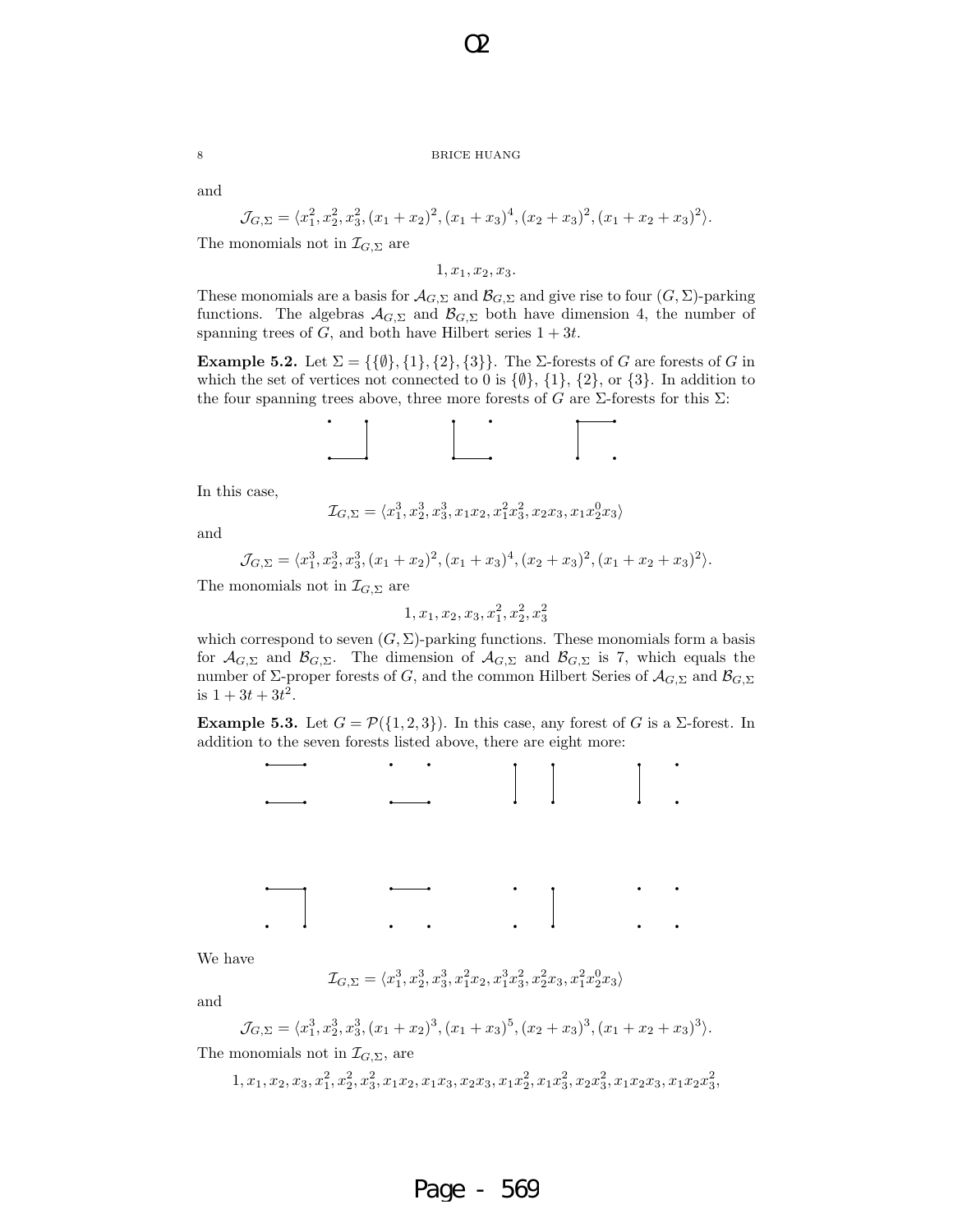and

$$\mathcal{J}_{G,\Sigma} = \langle x_1^2, x_2^2, x_3^2, (x_1+x_2)^2, (x_1+x_3)^4, (x_2+x_3)^2, (x_1+x_2+x_3)^2 \rangle.$$

The monomials not in $\mathcal{I}_{G,\Sigma}$ are

$$1, x_1, x_2, x_3.$$

These monomials are a basis for $\mathcal{A}_{G,\Sigma}$ and $\mathcal{B}_{G,\Sigma}$ and give rise to four $(G,\Sigma)$-parking functions. The algebras $\mathcal{A}_{G,\Sigma}$ and $\mathcal{B}_{G,\Sigma}$ both have dimension 4, the number of spanning trees of $G$, and both have Hilbert series $1+3t$.

**Example 5.2.** Let $\Sigma = \{\{\emptyset\}, \{1\}, \{2\}, \{3\}\}$. The $\Sigma$-forests of $G$ are forests of $G$ in which the set of vertices not connected to 0 is $\{\emptyset\}$, $\{1\}$, $\{2\}$, or $\{3\}$. In addition to the four spanning trees above, three more forests of $G$ are $\Sigma$-forests for this $\Sigma$:

In this case,

$$\mathcal{I}_{G,\Sigma} = \langle x_1^3, x_2^3, x_3^3, x_1x_2, x_1^2x_3^2, x_2x_3, x_1x_2^0x_3 \rangle$$

and

$$\mathcal{J}_{G,\Sigma} = \langle x_1^3, x_2^3, x_3^3, (x_1+x_2)^2, (x_1+x_3)^4, (x_2+x_3)^2, (x_1+x_2+x_3)^2 \rangle.$$

The monomials not in $\mathcal{I}_{G,\Sigma}$ are

$$1, x_1, x_2, x_3, x_1^2, x_2^2, x_3^2$$

which correspond to seven $(G,\Sigma)$-parking functions. These monomials form a basis for $\mathcal{A}_{G,\Sigma}$ and $\mathcal{B}_{G,\Sigma}$. The dimension of $\mathcal{A}_{G,\Sigma}$ and $\mathcal{B}_{G,\Sigma}$ is 7, which equals the number of $\Sigma$-proper forests of $G$, and the common Hilbert Series of $\mathcal{A}_{G,\Sigma}$ and $\mathcal{B}_{G,\Sigma}$ is $1+3t+3t^2$.

**Example 5.3.** Let $G = \mathcal{P}(\{1,2,3\})$. In this case, any forest of $G$ is a $\Sigma$-forest. In addition to the seven forests listed above, there are eight more:

We have

$$\mathcal{I}_{G,\Sigma} = \langle x_1^3, x_2^3, x_3^3, x_1^2x_2, x_1^3x_3^2, x_2^2x_3, x_1^2x_2^0x_3 \rangle$$

and

$$\mathcal{J}_{G,\Sigma} = \langle x_1^3, x_2^3, x_3^3, (x_1+x_2)^3, (x_1+x_3)^5, (x_2+x_3)^3, (x_1+x_2+x_3)^3 \rangle.$$

The monomials not in $\mathcal{I}_{G,\Sigma}$, are

$$1, x_1, x_2, x_3, x_1^2, x_2^2, x_3^2, x_1x_2, x_1x_3, x_2x_3, x_1x_2^2, x_1x_3^2, x_2x_3^2, x_1x_2x_3, x_1x_2x_3^2,$$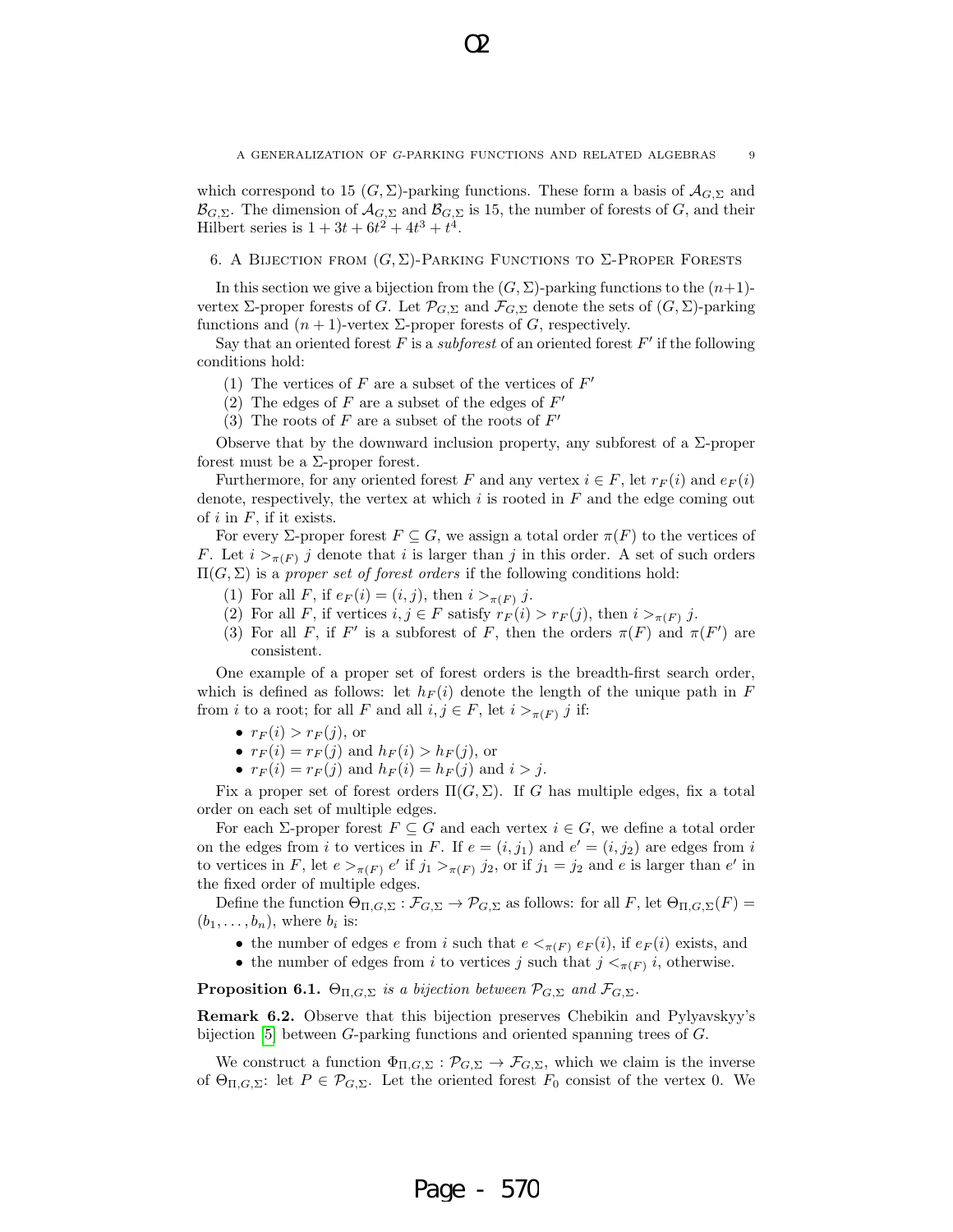which correspond to 15 $(G,\Sigma)$-parking functions. These form a basis of $\mathcal{A}_{G,\Sigma}$ and $\mathcal{B}_{G,\Sigma}$. The dimension of $\mathcal{A}_{G,\Sigma}$ and $\mathcal{B}_{G,\Sigma}$ is 15, the number of forests of $G$, and their Hilbert series is $1 + 3t + 6t^2 + 4t^3 + t^4$.

## 6. A Bijection from $(G,\Sigma)$-Parking Functions to $\Sigma$-Proper Forests

In this section we give a bijection from the $(G,\Sigma)$-parking functions to the $(n+1)$-vertex $\Sigma$-proper forests of $G$. Let $\mathcal{P}_{G,\Sigma}$ and $\mathcal{F}_{G,\Sigma}$ denote the sets of $(G,\Sigma)$-parking functions and $(n+1)$-vertex $\Sigma$-proper forests of $G$, respectively.

Say that an oriented forest $F$ is a *subforest* of an oriented forest $F'$ if the following conditions hold:

1. The vertices of $F$ are a subset of the vertices of $F'$
2. The edges of $F$ are a subset of the edges of $F'$
3. The roots of $F$ are a subset of the roots of $F'$

Observe that by the downward inclusion property, any subforest of a $\Sigma$-proper forest must be a $\Sigma$-proper forest.

Furthermore, for any oriented forest $F$ and any vertex $i \in F$, let $r_F(i)$ and $e_F(i)$ denote, respectively, the vertex at which $i$ is rooted in $F$ and the edge coming out of $i$ in $F$, if it exists.

For every $\Sigma$-proper forest $F \subseteq G$, we assign a total order $\pi(F)$ to the vertices of $F$. Let $i >_{\pi(F)} j$ denote that $i$ is larger than $j$ in this order. A set of such orders $\Pi(G,\Sigma)$ is a *proper set of forest orders* if the following conditions hold:

1. For all $F$, if $e_F(i) = (i,j)$, then $i >_{\pi(F)} j$.
2. For all $F$, if vertices $i,j \in F$ satisfy $r_F(i) > r_F(j)$, then $i >_{\pi(F)} j$.
3. For all $F$, if $F'$ is a subforest of $F$, then the orders $\pi(F)$ and $\pi(F')$ are consistent.

One example of a proper set of forest orders is the breadth-first search order, which is defined as follows: let $h_F(i)$ denote the length of the unique path in $F$ from $i$ to a root; for all $F$ and all $i,j \in F$, let $i >_{\pi(F)} j$ if:

- $r_F(i) > r_F(j)$, or
- $r_F(i) = r_F(j)$ and $h_F(i) > h_F(j)$, or
- $r_F(i) = r_F(j)$ and $h_F(i) = h_F(j)$ and $i > j$.

Fix a proper set of forest orders $\Pi(G,\Sigma)$. If $G$ has multiple edges, fix a total order on each set of multiple edges.

For each $\Sigma$-proper forest $F \subseteq G$ and each vertex $i \in G$, we define a total order on the edges from $i$ to vertices in $F$. If $e = (i,j_1)$ and $e' = (i,j_2)$ are edges from $i$ to vertices in $F$, let $e >_{\pi(F)} e'$ if $j_1 >_{\pi(F)} j_2$, or if $j_1 = j_2$ and $e$ is larger than $e'$ in the fixed order of multiple edges.

Define the function $\Theta_{\Pi,G,\Sigma} : \mathcal{F}_{G,\Sigma} \to \mathcal{P}_{G,\Sigma}$ as follows: for all $F$, let $\Theta_{\Pi,G,\Sigma}(F) = (b_1, \ldots, b_n)$, where $b_i$ is:

- the number of edges $e$ from $i$ such that $e <_{\pi(F)} e_F(i)$, if $e_F(i)$ exists, and
- the number of edges from $i$ to vertices $j$ such that $j <_{\pi(F)} i$, otherwise.

**Proposition 6.1.** *$\Theta_{\Pi,G,\Sigma}$ is a bijection between $\mathcal{P}_{G,\Sigma}$ and $\mathcal{F}_{G,\Sigma}$.*

**Remark 6.2.** Observe that this bijection preserves Chebikin and Pylyavskyy's bijection [5] between $G$-parking functions and oriented spanning trees of $G$.

We construct a function $\Phi_{\Pi,G,\Sigma} : \mathcal{P}_{G,\Sigma} \to \mathcal{F}_{G,\Sigma}$, which we claim is the inverse of $\Theta_{\Pi,G,\Sigma}$: let $P \in \mathcal{P}_{G,\Sigma}$. Let the oriented forest $F_0$ consist of the vertex 0. We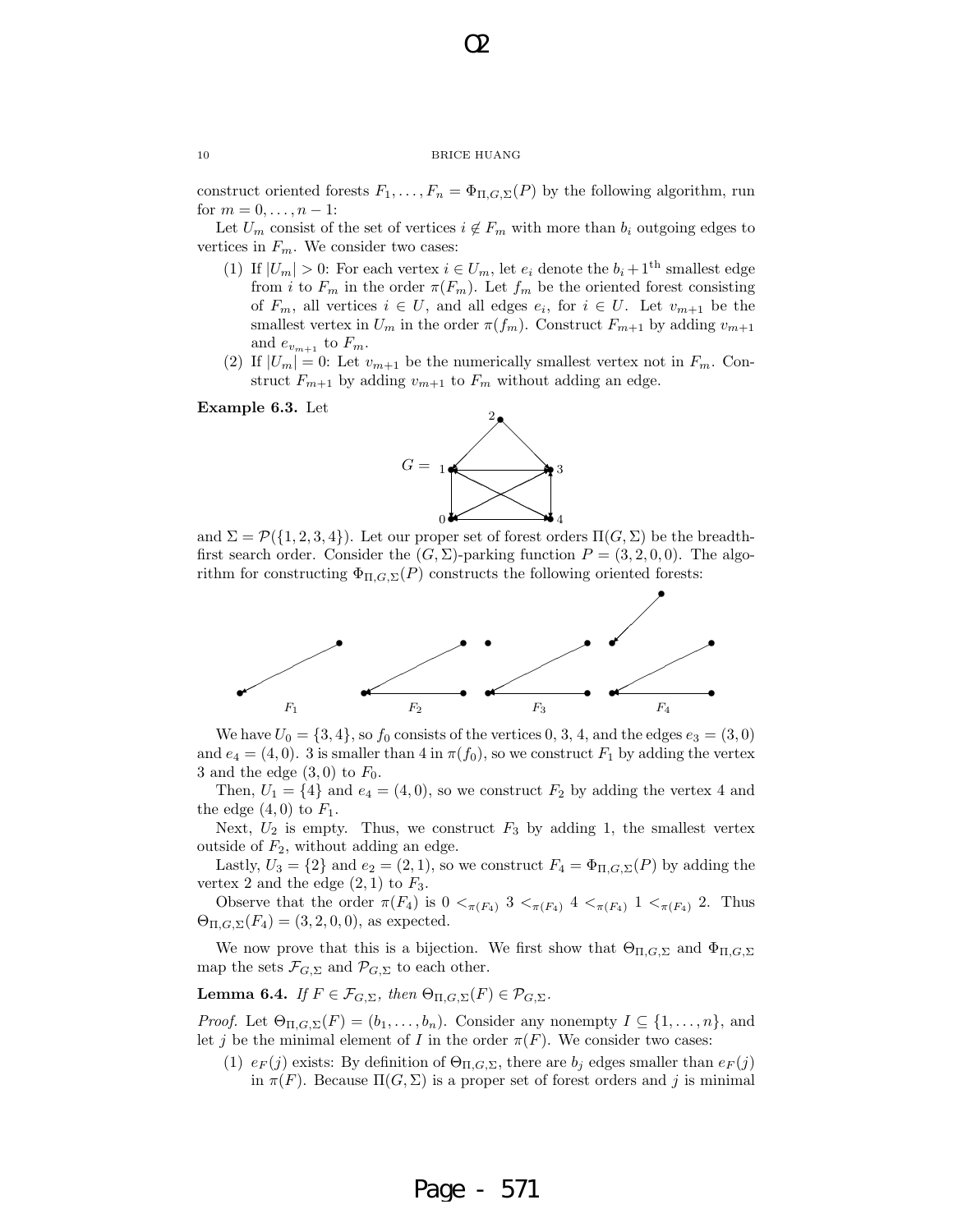construct oriented forests $F_1, \ldots, F_n = \Phi_{\Pi,G,\Sigma}(P)$ by the following algorithm, run for $m = 0, \ldots, n-1$:

Let $U_m$ consist of the set of vertices $i \notin F_m$ with more than $b_i$ outgoing edges to vertices in $F_m$. We consider two cases:

1. If $|U_m| > 0$: For each vertex $i \in U_m$, let $e_i$ denote the $b_i + 1^{\text{th}}$ smallest edge from $i$ to $F_m$ in the order $\pi(F_m)$. Let $f_m$ be the oriented forest consisting of $F_m$, all vertices $i \in U$, and all edges $e_i$, for $i \in U$. Let $v_{m+1}$ be the smallest vertex in $U_m$ in the order $\pi(f_m)$. Construct $F_{m+1}$ by adding $v_{m+1}$ and $e_{v_{m+1}}$ to $F_m$.
2. If $|U_m| = 0$: Let $v_{m+1}$ be the numerically smallest vertex not in $F_m$. Construct $F_{m+1}$ by adding $v_{m+1}$ to $F_m$ without adding an edge.

**Example 6.3.** Let

$G =$ [graph on vertices 0, 1, 2, 3, 4]

and $\Sigma = \mathcal{P}(\{1, 2, 3, 4\})$. Let our proper set of forest orders $\Pi(G, \Sigma)$ be the breadth-first search order. Consider the $(G, \Sigma)$-parking function $P = (3, 2, 0, 0)$. The algorithm for constructing $\Phi_{\Pi,G,\Sigma}(P)$ constructs the following oriented forests:

$F_1$ $F_2$ $F_3$ $F_4$

We have $U_0 = \{3, 4\}$, so $f_0$ consists of the vertices 0, 3, 4, and the edges $e_3 = (3, 0)$ and $e_4 = (4, 0)$. 3 is smaller than 4 in $\pi(f_0)$, so we construct $F_1$ by adding the vertex 3 and the edge $(3, 0)$ to $F_0$.

Then, $U_1 = \{4\}$ and $e_4 = (4, 0)$, so we construct $F_2$ by adding the vertex 4 and the edge $(4, 0)$ to $F_1$.

Next, $U_2$ is empty. Thus, we construct $F_3$ by adding 1, the smallest vertex outside of $F_2$, without adding an edge.

Lastly, $U_3 = \{2\}$ and $e_2 = (2, 1)$, so we construct $F_4 = \Phi_{\Pi,G,\Sigma}(P)$ by adding the vertex 2 and the edge $(2, 1)$ to $F_3$.

Observe that the order $\pi(F_4)$ is $0 <_{\pi(F_4)} 3 <_{\pi(F_4)} 4 <_{\pi(F_4)} 1 <_{\pi(F_4)} 2$. Thus $\Theta_{\Pi,G,\Sigma}(F_4) = (3, 2, 0, 0)$, as expected.

We now prove that this is a bijection. We first show that $\Theta_{\Pi,G,\Sigma}$ and $\Phi_{\Pi,G,\Sigma}$ map the sets $\mathcal{F}_{G,\Sigma}$ and $\mathcal{P}_{G,\Sigma}$ to each other.

**Lemma 6.4.** *If $F \in \mathcal{F}_{G,\Sigma}$, then $\Theta_{\Pi,G,\Sigma}(F) \in \mathcal{P}_{G,\Sigma}$.*

*Proof.* Let $\Theta_{\Pi,G,\Sigma}(F) = (b_1, \ldots, b_n)$. Consider any nonempty $I \subseteq \{1, \ldots, n\}$, and let $j$ be the minimal element of $I$ in the order $\pi(F)$. We consider two cases:

1. $e_F(j)$ exists: By definition of $\Theta_{\Pi,G,\Sigma}$, there are $b_j$ edges smaller than $e_F(j)$ in $\pi(F)$. Because $\Pi(G, \Sigma)$ is a proper set of forest orders and $j$ is minimal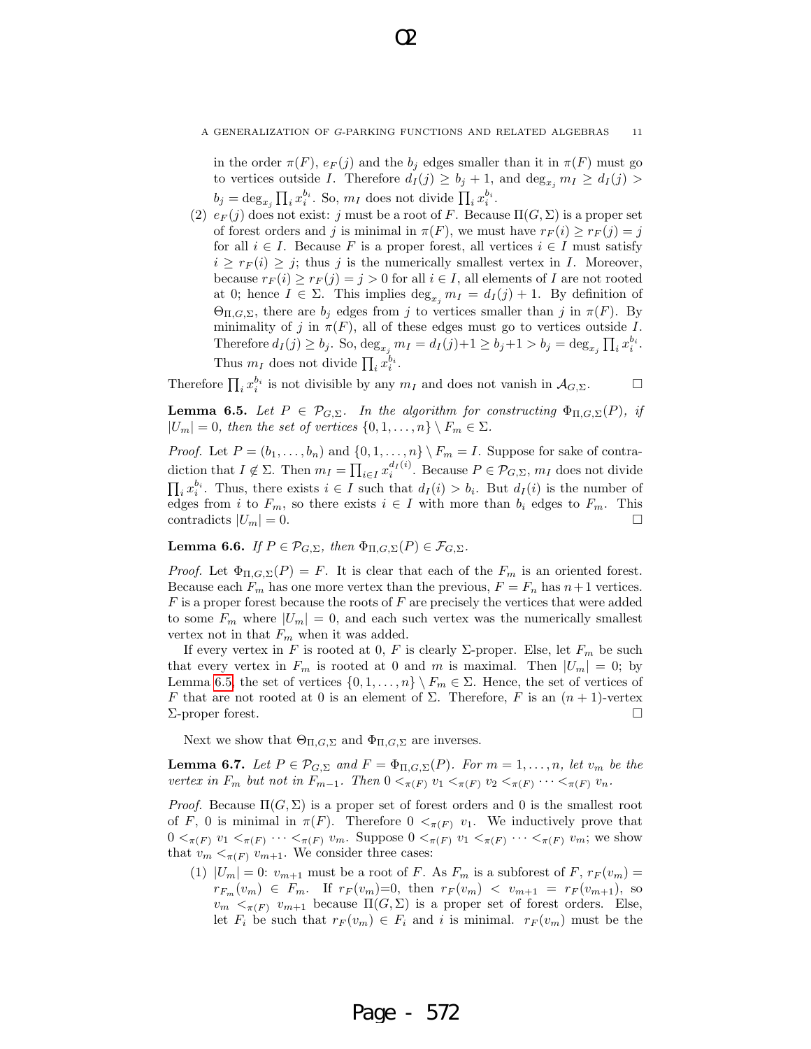in the order $\pi(F)$, $e_F(j)$ and the $b_j$ edges smaller than it in $\pi(F)$ must go to vertices outside $I$. Therefore $d_I(j) \geq b_j + 1$, and $\deg_{x_j} m_I \geq d_I(j) > b_j = \deg_{x_j} \prod_i x_i^{b_i}$. So, $m_I$ does not divide $\prod_i x_i^{b_i}$.

(2) $e_F(j)$ does not exist: $j$ must be a root of $F$. Because $\Pi(G,\Sigma)$ is a proper set of forest orders and $j$ is minimal in $\pi(F)$, we must have $r_F(i) \geq r_F(j) = j$ for all $i \in I$. Because $F$ is a proper forest, all vertices $i \in I$ must satisfy $i \geq r_F(i) \geq j$; thus $j$ is the numerically smallest vertex in $I$. Moreover, because $r_F(i) \geq r_F(j) = j > 0$ for all $i \in I$, all elements of $I$ are not rooted at 0; hence $I \in \Sigma$. This implies $\deg_{x_j} m_I = d_I(j) + 1$. By definition of $\Theta_{\Pi,G,\Sigma}$, there are $b_j$ edges from $j$ to vertices smaller than $j$ in $\pi(F)$. By minimality of $j$ in $\pi(F)$, all of these edges must go to vertices outside $I$. Therefore $d_I(j) \geq b_j$. So, $\deg_{x_j} m_I = d_I(j)+1 \geq b_j+1 > b_j = \deg_{x_j} \prod_i x_i^{b_i}$. Thus $m_I$ does not divide $\prod_i x_i^{b_i}$.

Therefore $\prod_i x_i^{b_i}$ is not divisible by any $m_I$ and does not vanish in $\mathcal{A}_{G,\Sigma}$. □

**Lemma 6.5.** *Let $P \in \mathcal{P}_{G,\Sigma}$. In the algorithm for constructing $\Phi_{\Pi,G,\Sigma}(P)$, if $|U_m| = 0$, then the set of vertices $\{0, 1, \ldots, n\} \setminus F_m \in \Sigma$.*

*Proof.* Let $P = (b_1, \ldots, b_n)$ and $\{0, 1, \ldots, n\} \setminus F_m = I$. Suppose for sake of contradiction that $I \notin \Sigma$. Then $m_I = \prod_{i \in I} x_i^{d_I(i)}$. Because $P \in \mathcal{P}_{G,\Sigma}$, $m_I$ does not divide $\prod_i x_i^{b_i}$. Thus, there exists $i \in I$ such that $d_I(i) > b_i$. But $d_I(i)$ is the number of edges from $i$ to $F_m$, so there exists $i \in I$ with more than $b_i$ edges to $F_m$. This contradicts $|U_m| = 0$. □

**Lemma 6.6.** *If $P \in \mathcal{P}_{G,\Sigma}$, then $\Phi_{\Pi,G,\Sigma}(P) \in \mathcal{F}_{G,\Sigma}$.*

*Proof.* Let $\Phi_{\Pi,G,\Sigma}(P) = F$. It is clear that each of the $F_m$ is an oriented forest. Because each $F_m$ has one more vertex than the previous, $F = F_n$ has $n+1$ vertices. $F$ is a proper forest because the roots of $F$ are precisely the vertices that were added to some $F_m$ where $|U_m| = 0$, and each such vertex was the numerically smallest vertex not in that $F_m$ when it was added.

If every vertex in $F$ is rooted at 0, $F$ is clearly $\Sigma$-proper. Else, let $F_m$ be such that every vertex in $F_m$ is rooted at 0 and $m$ is maximal. Then $|U_m| = 0$; by Lemma 6.5, the set of vertices $\{0, 1, \ldots, n\} \setminus F_m \in \Sigma$. Hence, the set of vertices of $F$ that are not rooted at 0 is an element of $\Sigma$. Therefore, $F$ is an $(n+1)$-vertex $\Sigma$-proper forest. □

Next we show that $\Theta_{\Pi,G,\Sigma}$ and $\Phi_{\Pi,G,\Sigma}$ are inverses.

**Lemma 6.7.** *Let $P \in \mathcal{P}_{G,\Sigma}$ and $F = \Phi_{\Pi,G,\Sigma}(P)$. For $m = 1, \ldots, n$, let $v_m$ be the vertex in $F_m$ but not in $F_{m-1}$. Then $0 <_{\pi(F)} v_1 <_{\pi(F)} v_2 <_{\pi(F)} \cdots <_{\pi(F)} v_n$.*

*Proof.* Because $\Pi(G,\Sigma)$ is a proper set of forest orders and 0 is the smallest root of $F$, 0 is minimal in $\pi(F)$. Therefore $0 <_{\pi(F)} v_1$. We inductively prove that $0 <_{\pi(F)} v_1 <_{\pi(F)} \cdots <_{\pi(F)} v_m$. Suppose $0 <_{\pi(F)} v_1 <_{\pi(F)} \cdots <_{\pi(F)} v_m$; we show that $v_m <_{\pi(F)} v_{m+1}$. We consider three cases:

(1) $|U_m| = 0$: $v_{m+1}$ must be a root of $F$. As $F_m$ is a subforest of $F$, $r_F(v_m) = r_{F_m}(v_m) \in F_m$. If $r_F(v_m)$=0, then $r_F(v_m) < v_{m+1} = r_F(v_{m+1})$, so $v_m <_{\pi(F)} v_{m+1}$ because $\Pi(G,\Sigma)$ is a proper set of forest orders. Else, let $F_i$ be such that $r_F(v_m) \in F_i$ and $i$ is minimal. $r_F(v_m)$ must be the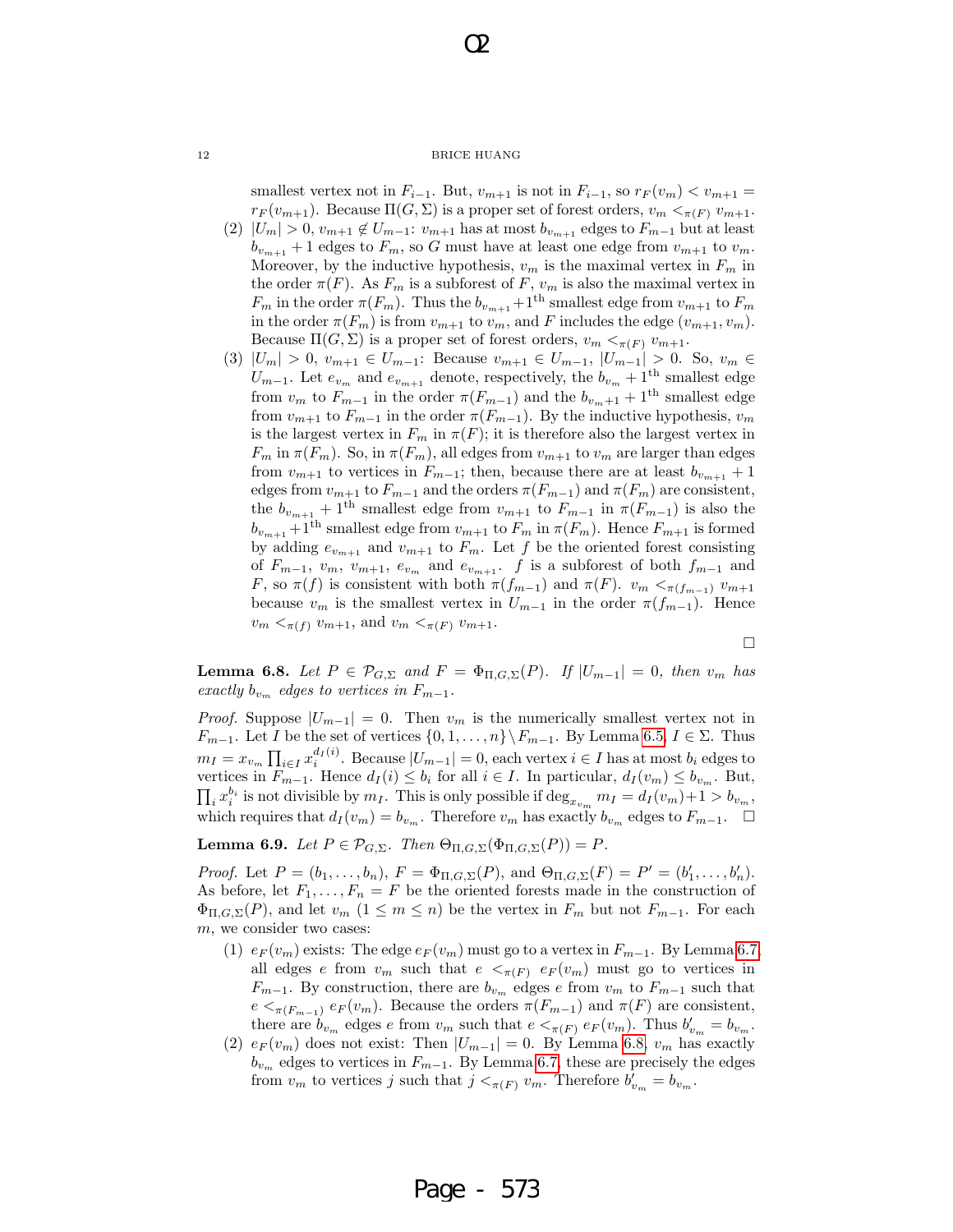smallest vertex not in $F_{i-1}$. But, $v_{m+1}$ is not in $F_{i-1}$, so $r_F(v_m) < v_{m+1} = r_F(v_{m+1})$. Because $\Pi(G, \Sigma)$ is a proper set of forest orders, $v_m <_{\pi(F)} v_{m+1}$.

(2) $|U_m| > 0$, $v_{m+1} \notin U_{m-1}$: $v_{m+1}$ has at most $b_{v_{m+1}}$ edges to $F_{m-1}$ but at least $b_{v_{m+1}} + 1$ edges to $F_m$, so $G$ must have at least one edge from $v_{m+1}$ to $v_m$. Moreover, by the inductive hypothesis, $v_m$ is the maximal vertex in $F_m$ in the order $\pi(F)$. As $F_m$ is a subforest of $F$, $v_m$ is also the maximal vertex in $F_m$ in the order $\pi(F_m)$. Thus the $b_{v_{m+1}}+1^{\text{th}}$ smallest edge from $v_{m+1}$ to $F_m$ in the order $\pi(F_m)$ is from $v_{m+1}$ to $v_m$, and $F$ includes the edge $(v_{m+1}, v_m)$. Because $\Pi(G, \Sigma)$ is a proper set of forest orders, $v_m <_{\pi(F)} v_{m+1}$.

(3) $|U_m| > 0$, $v_{m+1} \in U_{m-1}$: Because $v_{m+1} \in U_{m-1}$, $|U_{m-1}| > 0$. So, $v_m \in U_{m-1}$. Let $e_{v_m}$ and $e_{v_{m+1}}$ denote, respectively, the $b_{v_m} + 1^{\text{th}}$ smallest edge from $v_m$ to $F_{m-1}$ in the order $\pi(F_{m-1})$ and the $b_{v_m+1} + 1^{\text{th}}$ smallest edge from $v_{m+1}$ to $F_{m-1}$ in the order $\pi(F_{m-1})$. By the inductive hypothesis, $v_m$ is the largest vertex in $F_m$ in $\pi(F)$; it is therefore also the largest vertex in $F_m$ in $\pi(F_m)$. So, in $\pi(F_m)$, all edges from $v_{m+1}$ to $v_m$ are larger than edges from $v_{m+1}$ to vertices in $F_{m-1}$; then, because there are at least $b_{v_{m+1}} + 1$ edges from $v_{m+1}$ to $F_{m-1}$ and the orders $\pi(F_{m-1})$ and $\pi(F_m)$ are consistent, the $b_{v_{m+1}} + 1^{\text{th}}$ smallest edge from $v_{m+1}$ to $F_{m-1}$ in $\pi(F_{m-1})$ is also the $b_{v_{m+1}}+1^{\text{th}}$ smallest edge from $v_{m+1}$ to $F_m$ in $\pi(F_m)$. Hence $F_{m+1}$ is formed by adding $e_{v_{m+1}}$ and $v_{m+1}$ to $F_m$. Let $f$ be the oriented forest consisting of $F_{m-1}$, $v_m$, $v_{m+1}$, $e_{v_m}$ and $e_{v_{m+1}}$. $f$ is a subforest of both $f_{m-1}$ and $F$, so $\pi(f)$ is consistent with both $\pi(f_{m-1})$ and $\pi(F)$. $v_m <_{\pi(f_{m-1})} v_{m+1}$ because $v_m$ is the smallest vertex in $U_{m-1}$ in the order $\pi(f_{m-1})$. Hence $v_m <_{\pi(f)} v_{m+1}$, and $v_m <_{\pi(F)} v_{m+1}$.

□

**Lemma 6.8.** *Let $P \in \mathcal{P}_{G,\Sigma}$ and $F = \Phi_{\Pi,G,\Sigma}(P)$. If $|U_{m-1}| = 0$, then $v_m$ has exactly $b_{v_m}$ edges to vertices in $F_{m-1}$.*

*Proof.* Suppose $|U_{m-1}| = 0$. Then $v_m$ is the numerically smallest vertex not in $F_{m-1}$. Let $I$ be the set of vertices $\{0, 1, \dots, n\} \setminus F_{m-1}$. By Lemma 6.5, $I \in \Sigma$. Thus $m_I = x_{v_m} \prod_{i \in I} x_i^{d_I(i)}$. Because $|U_{m-1}| = 0$, each vertex $i \in I$ has at most $b_i$ edges to vertices in $F_{m-1}$. Hence $d_I(i) \le b_i$ for all $i \in I$. In particular, $d_I(v_m) \le b_{v_m}$. But, $\prod_i x_i^{b_i}$ is not divisible by $m_I$. This is only possible if $\deg_{x_{v_m}} m_I = d_I(v_m)+1 > b_{v_m}$, which requires that $d_I(v_m) = b_{v_m}$. Therefore $v_m$ has exactly $b_{v_m}$ edges to $F_{m-1}$. □

**Lemma 6.9.** *Let $P \in \mathcal{P}_{G,\Sigma}$. Then $\Theta_{\Pi,G,\Sigma}(\Phi_{\Pi,G,\Sigma}(P)) = P$.*

*Proof.* Let $P = (b_1, \dots, b_n)$, $F = \Phi_{\Pi,G,\Sigma}(P)$, and $\Theta_{\Pi,G,\Sigma}(F) = P' = (b'_1, \dots, b'_n)$. As before, let $F_1, \dots, F_n = F$ be the oriented forests made in the construction of $\Phi_{\Pi,G,\Sigma}(P)$, and let $v_m$ ($1 \le m \le n$) be the vertex in $F_m$ but not $F_{m-1}$. For each $m$, we consider two cases:

(1) $e_F(v_m)$ exists: The edge $e_F(v_m)$ must go to a vertex in $F_{m-1}$. By Lemma 6.7, all edges $e$ from $v_m$ such that $e <_{\pi(F)} e_F(v_m)$ must go to vertices in $F_{m-1}$. By construction, there are $b_{v_m}$ edges $e$ from $v_m$ to $F_{m-1}$ such that $e <_{\pi(F_{m-1})} e_F(v_m)$. Because the orders $\pi(F_{m-1})$ and $\pi(F)$ are consistent, there are $b_{v_m}$ edges $e$ from $v_m$ such that $e <_{\pi(F)} e_F(v_m)$. Thus $b'_{v_m} = b_{v_m}$.

(2) $e_F(v_m)$ does not exist: Then $|U_{m-1}| = 0$. By Lemma 6.8, $v_m$ has exactly $b_{v_m}$ edges to vertices in $F_{m-1}$. By Lemma 6.7, these are precisely the edges from $v_m$ to vertices $j$ such that $j <_{\pi(F)} v_m$. Therefore $b'_{v_m} = b_{v_m}$.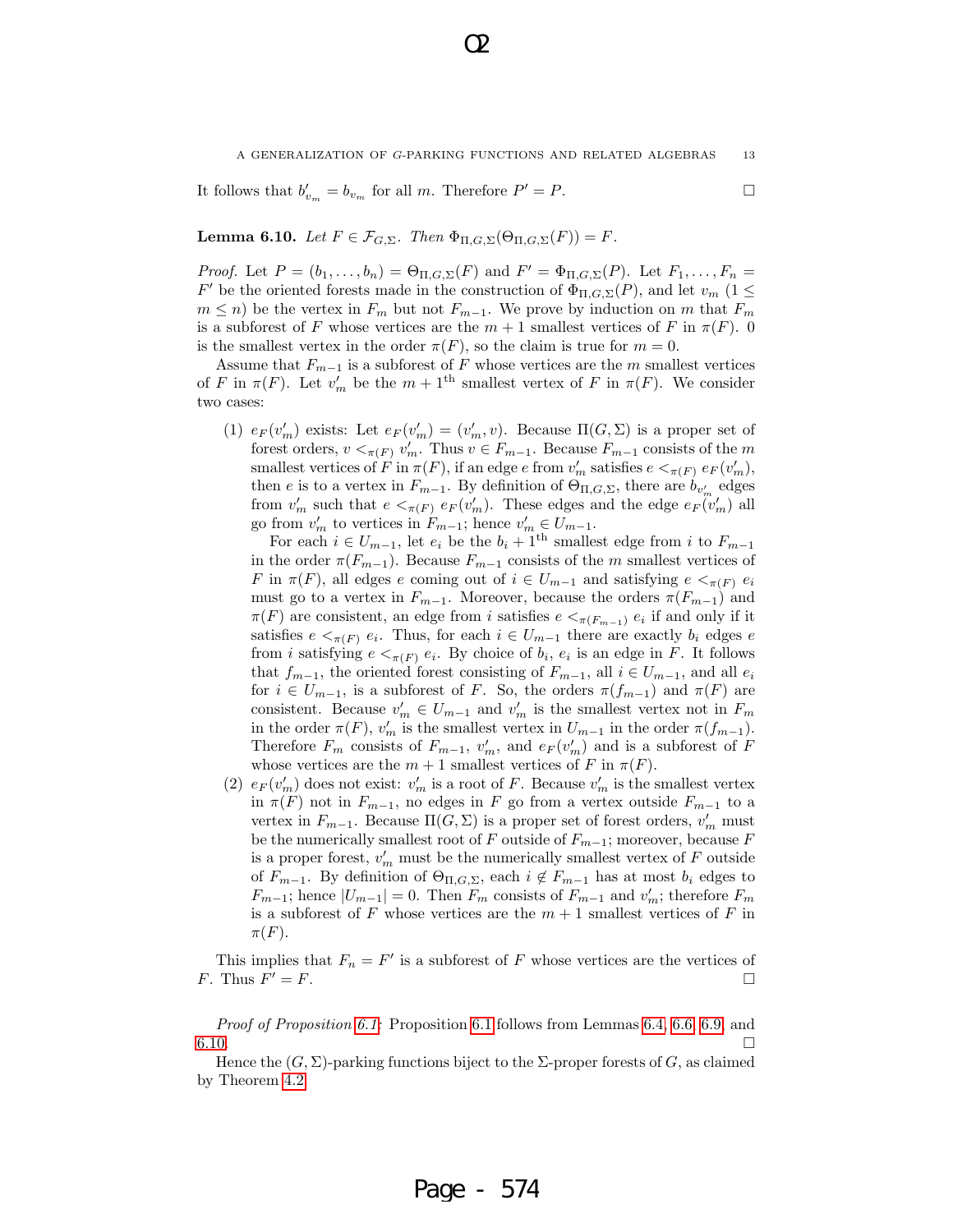It follows that $b'_{v_m} = b_{v_m}$ for all $m$. Therefore $P' = P$. □

**Lemma 6.10.** *Let $F \in \mathcal{F}_{G,\Sigma}$. Then $\Phi_{\Pi,G,\Sigma}(\Theta_{\Pi,G,\Sigma}(F)) = F$.*

*Proof.* Let $P = (b_1, \ldots, b_n) = \Theta_{\Pi,G,\Sigma}(F)$ and $F' = \Phi_{\Pi,G,\Sigma}(P)$. Let $F_1, \ldots, F_n = F'$ be the oriented forests made in the construction of $\Phi_{\Pi,G,\Sigma}(P)$, and let $v_m$ ($1 \leq m \leq n$) be the vertex in $F_m$ but not $F_{m-1}$. We prove by induction on $m$ that $F_m$ is a subforest of $F$ whose vertices are the $m+1$ smallest vertices of $F$ in $\pi(F)$. 0 is the smallest vertex in the order $\pi(F)$, so the claim is true for $m = 0$.

Assume that $F_{m-1}$ is a subforest of $F$ whose vertices are the $m$ smallest vertices of $F$ in $\pi(F)$. Let $v'_m$ be the $m + 1^{\text{th}}$ smallest vertex of $F$ in $\pi(F)$. We consider two cases:

1. $e_F(v'_m)$ exists: Let $e_F(v'_m) = (v'_m, v)$. Because $\Pi(G, \Sigma)$ is a proper set of forest orders, $v <_{\pi(F)} v'_m$. Thus $v \in F_{m-1}$. Because $F_{m-1}$ consists of the $m$ smallest vertices of $F$ in $\pi(F)$, if an edge $e$ from $v'_m$ satisfies $e <_{\pi(F)} e_F(v'_m)$, then $e$ is to a vertex in $F_{m-1}$. By definition of $\Theta_{\Pi,G,\Sigma}$, there are $b_{v'_m}$ edges from $v'_m$ such that $e <_{\pi(F)} e_F(v'_m)$. These edges and the edge $e_F(v'_m)$ all go from $v'_m$ to vertices in $F_{m-1}$; hence $v'_m \in U_{m-1}$.

   For each $i \in U_{m-1}$, let $e_i$ be the $b_i + 1^{\text{th}}$ smallest edge from $i$ to $F_{m-1}$ in the order $\pi(F_{m-1})$. Because $F_{m-1}$ consists of the $m$ smallest vertices of $F$ in $\pi(F)$, all edges $e$ coming out of $i \in U_{m-1}$ and satisfying $e <_{\pi(F)} e_i$ must go to a vertex in $F_{m-1}$. Moreover, because the orders $\pi(F_{m-1})$ and $\pi(F)$ are consistent, an edge from $i$ satisfies $e <_{\pi(F_{m-1})} e_i$ if and only if it satisfies $e <_{\pi(F)} e_i$. Thus, for each $i \in U_{m-1}$ there are exactly $b_i$ edges $e$ from $i$ satisfying $e <_{\pi(F)} e_i$. By choice of $b_i$, $e_i$ is an edge in $F$. It follows that $f_{m-1}$, the oriented forest consisting of $F_{m-1}$, all $i \in U_{m-1}$, and all $e_i$ for $i \in U_{m-1}$, is a subforest of $F$. So, the orders $\pi(f_{m-1})$ and $\pi(F)$ are consistent. Because $v'_m \in U_{m-1}$ and $v'_m$ is the smallest vertex not in $F_m$ in the order $\pi(F)$, $v'_m$ is the smallest vertex in $U_{m-1}$ in the order $\pi(f_{m-1})$. Therefore $F_m$ consists of $F_{m-1}$, $v'_m$, and $e_F(v'_m)$ and is a subforest of $F$ whose vertices are the $m + 1$ smallest vertices of $F$ in $\pi(F)$.
2. $e_F(v'_m)$ does not exist: $v'_m$ is a root of $F$. Because $v'_m$ is the smallest vertex in $\pi(F)$ not in $F_{m-1}$, no edges in $F$ go from a vertex outside $F_{m-1}$ to a vertex in $F_{m-1}$. Because $\Pi(G, \Sigma)$ is a proper set of forest orders, $v'_m$ must be the numerically smallest root of $F$ outside of $F_{m-1}$; moreover, because $F$ is a proper forest, $v'_m$ must be the numerically smallest vertex of $F$ outside of $F_{m-1}$. By definition of $\Theta_{\Pi,G,\Sigma}$, each $i \notin F_{m-1}$ has at most $b_i$ edges to $F_{m-1}$; hence $|U_{m-1}| = 0$. Then $F_m$ consists of $F_{m-1}$ and $v'_m$; therefore $F_m$ is a subforest of $F$ whose vertices are the $m + 1$ smallest vertices of $F$ in $\pi(F)$.

This implies that $F_n = F'$ is a subforest of $F$ whose vertices are the vertices of $F$. Thus $F' = F$. □

*Proof of Proposition 6.1:* Proposition 6.1 follows from Lemmas 6.4, 6.6, 6.9, and 6.10. □

Hence the $(G, \Sigma)$-parking functions biject to the $\Sigma$-proper forests of $G$, as claimed by Theorem 4.2.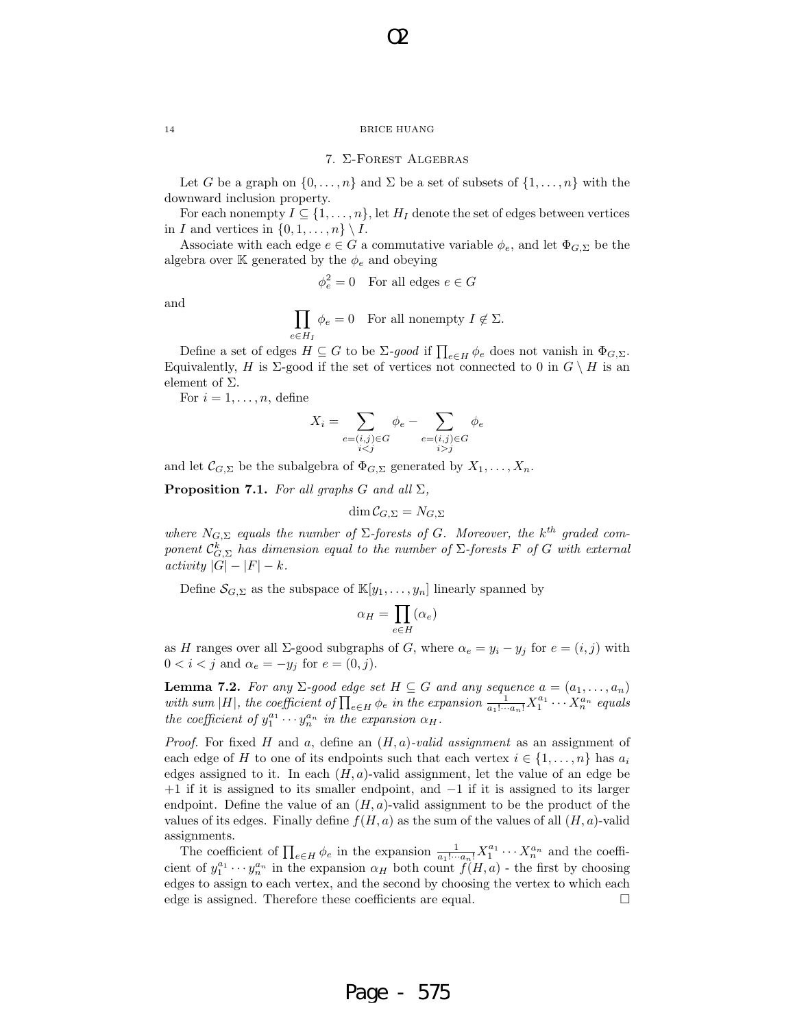## 7. Σ-Forest Algebras

Let $G$ be a graph on $\{0, \dots, n\}$ and $\Sigma$ be a set of subsets of $\{1, \dots, n\}$ with the downward inclusion property.

For each nonempty $I \subseteq \{1, \dots, n\}$, let $H_I$ denote the set of edges between vertices in $I$ and vertices in $\{0, 1, \dots, n\} \setminus I$.

Associate with each edge $e \in G$ a commutative variable $\phi_e$, and let $\Phi_{G,\Sigma}$ be the algebra over $\mathbb{K}$ generated by the $\phi_e$ and obeying

$$\phi_e^2 = 0 \quad \text{For all edges } e \in G$$

and

$$\prod_{e \in H_I} \phi_e = 0 \quad \text{For all nonempty } I \notin \Sigma.$$

Define a set of edges $H \subseteq G$ to be $\Sigma$-*good* if $\prod_{e \in H} \phi_e$ does not vanish in $\Phi_{G,\Sigma}$. Equivalently, $H$ is $\Sigma$-good if the set of vertices not connected to 0 in $G \setminus H$ is an element of $\Sigma$.

For $i = 1, \dots, n$, define

$$X_i = \sum_{\substack{e=(i,j) \in G \\ i<j}} \phi_e - \sum_{\substack{e=(i,j) \in G \\ i>j}} \phi_e$$

and let $\mathcal{C}_{G,\Sigma}$ be the subalgebra of $\Phi_{G,\Sigma}$ generated by $X_1, \dots, X_n$.

**Proposition 7.1.** *For all graphs $G$ and all $\Sigma$,*

$$\dim \mathcal{C}_{G,\Sigma} = N_{G,\Sigma}$$

*where $N_{G,\Sigma}$ equals the number of $\Sigma$-forests of $G$. Moreover, the $k^{th}$ graded component $\mathcal{C}^k_{G,\Sigma}$ has dimension equal to the number of $\Sigma$-forests $F$ of $G$ with external activity $|G| - |F| - k$.*

Define $\mathcal{S}_{G,\Sigma}$ as the subspace of $\mathbb{K}[y_1, \dots, y_n]$ linearly spanned by

$$\alpha_H = \prod_{e \in H} (\alpha_e)$$

as $H$ ranges over all $\Sigma$-good subgraphs of $G$, where $\alpha_e = y_i - y_j$ for $e = (i,j)$ with $0 < i < j$ and $\alpha_e = -y_j$ for $e = (0, j)$.

**Lemma 7.2.** *For any $\Sigma$-good edge set $H \subseteq G$ and any sequence $a = (a_1, \dots, a_n)$ with sum $|H|$, the coefficient of $\prod_{e \in H} \phi_e$ in the expansion $\frac{1}{a_1! \cdots a_n!} X_1^{a_1} \cdots X_n^{a_n}$ equals the coefficient of $y_1^{a_1} \cdots y_n^{a_n}$ in the expansion $\alpha_H$.*

*Proof.* For fixed $H$ and $a$, define an $(H,a)$-*valid assignment* as an assignment of each edge of $H$ to one of its endpoints such that each vertex $i \in \{1, \dots, n\}$ has $a_i$ edges assigned to it. In each $(H,a)$-valid assignment, let the value of an edge be $+1$ if it is assigned to its smaller endpoint, and $-1$ if it is assigned to its larger endpoint. Define the value of an $(H,a)$-valid assignment to be the product of the values of its edges. Finally define $f(H,a)$ as the sum of the values of all $(H,a)$-valid assignments.

The coefficient of $\prod_{e \in H} \phi_e$ in the expansion $\frac{1}{a_1! \cdots a_n!} X_1^{a_1} \cdots X_n^{a_n}$ and the coefficient of $y_1^{a_1} \cdots y_n^{a_n}$ in the expansion $\alpha_H$ both count $f(H,a)$ - the first by choosing edges to assign to each vertex, and the second by choosing the vertex to which each edge is assigned. Therefore these coefficients are equal. $\square$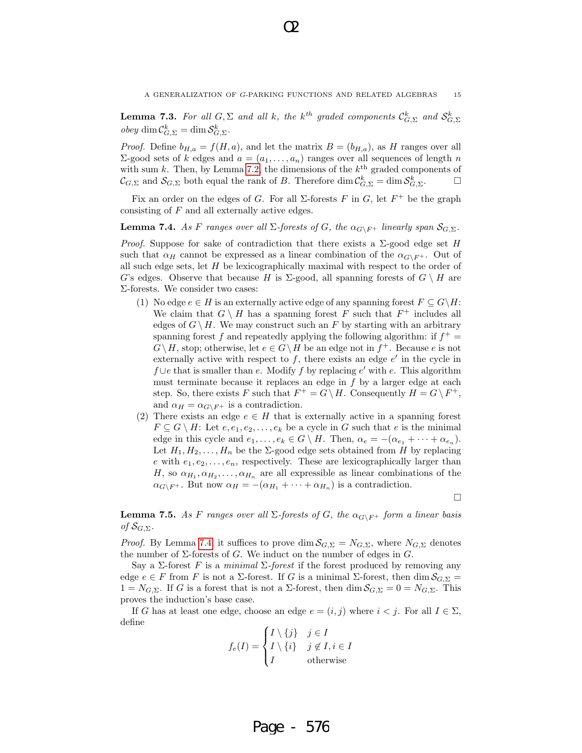**Lemma 7.3.** *For all $G, \Sigma$ and all $k$, the $k^{th}$ graded components $\mathcal{C}^k_{G,\Sigma}$ and $\mathcal{S}^k_{G,\Sigma}$ obey $\dim \mathcal{C}^k_{G,\Sigma} = \dim \mathcal{S}^k_{G,\Sigma}$.*

*Proof.* Define $b_{H,a} = f(H, a)$, and let the matrix $B = (b_{H,a})$, as $H$ ranges over all $\Sigma$-good sets of $k$ edges and $a = (a_1, \ldots, a_n)$ ranges over all sequences of length $n$ with sum $k$. Then, by Lemma 7.2, the dimensions of the $k^{\text{th}}$ graded components of $\mathcal{C}_{G,\Sigma}$ and $\mathcal{S}_{G,\Sigma}$ both equal the rank of $B$. Therefore $\dim \mathcal{C}^k_{G,\Sigma} = \dim \mathcal{S}^k_{G,\Sigma}$. □

Fix an order on the edges of $G$. For all $\Sigma$-forests $F$ in $G$, let $F^+$ be the graph consisting of $F$ and all externally active edges.

**Lemma 7.4.** *As $F$ ranges over all $\Sigma$-forests of $G$, the $\alpha_{G \setminus F^+}$ linearly span $\mathcal{S}_{G,\Sigma}$.*

*Proof.* Suppose for sake of contradiction that there exists a $\Sigma$-good edge set $H$ such that $\alpha_H$ cannot be expressed as a linear combination of the $\alpha_{G\setminus F^+}$. Out of all such edge sets, let $H$ be lexicographically maximal with respect to the order of $G$'s edges. Observe that because $H$ is $\Sigma$-good, all spanning forests of $G \setminus H$ are $\Sigma$-forests. We consider two cases:

1. No edge $e \in H$ is an externally active edge of any spanning forest $F \subseteq G\setminus H$: We claim that $G \setminus H$ has a spanning forest $F$ such that $F^+$ includes all edges of $G \setminus H$. We may construct such an $F$ by starting with an arbitrary spanning forest $f$ and repeatedly applying the following algorithm: if $f^+ = G \setminus H$, stop; otherwise, let $e \in G \setminus H$ be an edge not in $f^+$. Because $e$ is not externally active with respect to $f$, there exists an edge $e'$ in the cycle in $f \cup e$ that is smaller than $e$. Modify $f$ by replacing $e'$ with $e$. This algorithm must terminate because it replaces an edge in $f$ by a larger edge at each step. So, there exists $F$ such that $F^+ = G \setminus H$. Consequently $H = G \setminus F^+$, and $\alpha_H = \alpha_{G\setminus F^+}$ is a contradiction.
2. There exists an edge $e \in H$ that is externally active in a spanning forest $F \subseteq G \setminus H$: Let $e, e_1, e_2, \ldots, e_k$ be a cycle in $G$ such that $e$ is the minimal edge in this cycle and $e_1, \ldots, e_k \in G \setminus H$. Then, $\alpha_e = -(\alpha_{e_1} + \cdots + \alpha_{e_n})$. Let $H_1, H_2, \ldots, H_n$ be the $\Sigma$-good edge sets obtained from $H$ by replacing $e$ with $e_1, e_2, \ldots, e_n$, respectively. These are lexicographically larger than $H$, so $\alpha_{H_1}, \alpha_{H_2}, \ldots, \alpha_{H_n}$ are all expressible as linear combinations of the $\alpha_{G\setminus F^+}$. But now $\alpha_H = -(\alpha_{H_1} + \cdots + \alpha_{H_n})$ is a contradiction.

□

**Lemma 7.5.** *As $F$ ranges over all $\Sigma$-forests of $G$, the $\alpha_{G\setminus F^+}$ form a linear basis of $\mathcal{S}_{G,\Sigma}$.*

*Proof.* By Lemma 7.4, it suffices to prove $\dim \mathcal{S}_{G,\Sigma} = N_{G,\Sigma}$, where $N_{G,\Sigma}$ denotes the number of $\Sigma$-forests of $G$. We induct on the number of edges in $G$.

Say a $\Sigma$-forest $F$ is a *minimal $\Sigma$-forest* if the forest produced by removing any edge $e \in F$ from $F$ is not a $\Sigma$-forest. If $G$ is a minimal $\Sigma$-forest, then $\dim \mathcal{S}_{G,\Sigma} = 1 = N_{G,\Sigma}$. If $G$ is a forest that is not a $\Sigma$-forest, then $\dim \mathcal{S}_{G,\Sigma} = 0 = N_{G,\Sigma}$. This proves the induction's base case.

If $G$ has at least one edge, choose an edge $e = (i, j)$ where $i < j$. For all $I \in \Sigma$, define

$$f_e(I) = \begin{cases} I \setminus \{j\} & j \in I \\ I \setminus \{i\} & j \notin I, i \in I \\ I & \text{otherwise} \end{cases}$$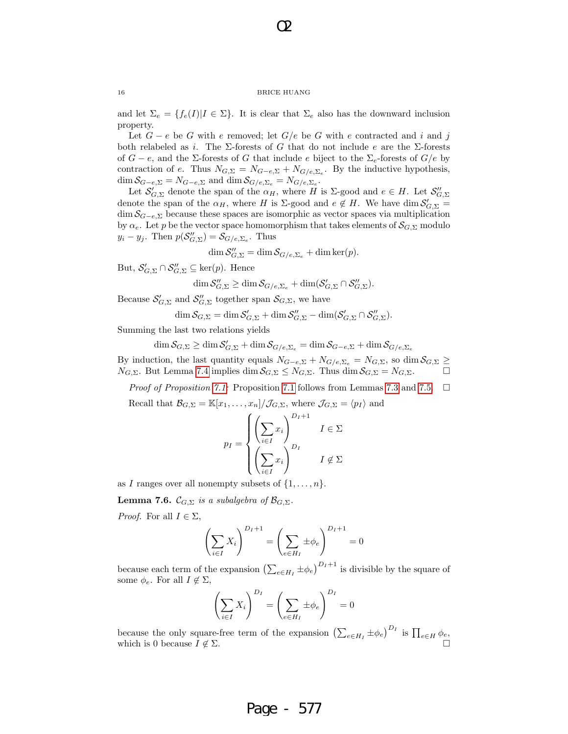and let $\Sigma_e = \{f_e(I) | I \in \Sigma\}$. It is clear that $\Sigma_e$ also has the downward inclusion property.

Let $G - e$ be $G$ with $e$ removed; let $G/e$ be $G$ with $e$ contracted and $i$ and $j$ both relabeled as $i$. The $\Sigma$-forests of $G$ that do not include $e$ are the $\Sigma$-forests of $G - e$, and the $\Sigma$-forests of $G$ that include $e$ biject to the $\Sigma_e$-forests of $G/e$ by contraction of $e$. Thus $N_{G,\Sigma} = N_{G-e,\Sigma} + N_{G/e,\Sigma_e}$. By the inductive hypothesis, $\dim \mathcal{S}_{G-e,\Sigma} = N_{G-e,\Sigma}$ and $\dim \mathcal{S}_{G/e,\Sigma_e} = N_{G/e,\Sigma_e}$.

Let $\mathcal{S}'_{G,\Sigma}$ denote the span of the $\alpha_H$, where $H$ is $\Sigma$-good and $e \in H$. Let $\mathcal{S}''_{G,\Sigma}$ denote the span of the $\alpha_H$, where $H$ is $\Sigma$-good and $e \notin H$. We have $\dim \mathcal{S}'_{G,\Sigma} = \dim \mathcal{S}_{G-e,\Sigma}$ because these spaces are isomorphic as vector spaces via multiplication by $\alpha_e$. Let $p$ be the vector space homomorphism that takes elements of $\mathcal{S}_{G,\Sigma}$ modulo $y_i - y_j$. Then $p(\mathcal{S}''_{G,\Sigma}) = \mathcal{S}_{G/e,\Sigma_e}$. Thus

$$\dim \mathcal{S}''_{G,\Sigma} = \dim \mathcal{S}_{G/e,\Sigma_e} + \dim \ker(p).$$

But, $\mathcal{S}'_{G,\Sigma} \cap \mathcal{S}''_{G,\Sigma} \subseteq \ker(p)$. Hence

$$\dim \mathcal{S}''_{G,\Sigma} \geq \dim \mathcal{S}_{G/e,\Sigma_e} + \dim(\mathcal{S}'_{G,\Sigma} \cap \mathcal{S}''_{G,\Sigma}).$$

Because $\mathcal{S}'_{G,\Sigma}$ and $\mathcal{S}''_{G,\Sigma}$ together span $\mathcal{S}_{G,\Sigma}$, we have

$$\dim \mathcal{S}_{G,\Sigma} = \dim \mathcal{S}'_{G,\Sigma} + \dim \mathcal{S}''_{G,\Sigma} - \dim(\mathcal{S}'_{G,\Sigma} \cap \mathcal{S}''_{G,\Sigma}).$$

Summing the last two relations yields

$$\dim \mathcal{S}_{G,\Sigma} \geq \dim \mathcal{S}'_{G,\Sigma} + \dim \mathcal{S}_{G/e,\Sigma_e} = \dim \mathcal{S}_{G-e,\Sigma} + \dim \mathcal{S}_{G/e,\Sigma_e}$$

By induction, the last quantity equals $N_{G-e,\Sigma} + N_{G/e,\Sigma_e} = N_{G,\Sigma}$, so $\dim \mathcal{S}_{G,\Sigma} \geq N_{G,\Sigma}$. But Lemma 7.4 implies $\dim \mathcal{S}_{G,\Sigma} \leq N_{G,\Sigma}$. Thus $\dim \mathcal{S}_{G,\Sigma} = N_{G,\Sigma}$. □

*Proof of Proposition 7.1:* Proposition 7.1 follows from Lemmas 7.3 and 7.5. □

Recall that $\mathcal{B}_{G,\Sigma} = \mathbb{K}[x_1, \ldots, x_n]/\mathcal{J}_{G,\Sigma}$, where $\mathcal{J}_{G,\Sigma} = \langle p_I \rangle$ and

$$p_I = \begin{cases} \left(\sum_{i \in I} x_i\right)^{D_I + 1} & I \in \Sigma \\ \left(\sum_{i \in I} x_i\right)^{D_I} & I \notin \Sigma \end{cases}$$

as $I$ ranges over all nonempty subsets of $\{1, \ldots, n\}$.

**Lemma 7.6.** *$\mathcal{C}_{G,\Sigma}$ is a subalgebra of $\mathcal{B}_{G,\Sigma}$.*

*Proof.* For all $I \in \Sigma$,

$$\left(\sum_{i \in I} X_i\right)^{D_I + 1} = \left(\sum_{e \in H_I} \pm \phi_e\right)^{D_I + 1} = 0$$

because each term of the expansion $\left(\sum_{e \in H_I} \pm \phi_e\right)^{D_I + 1}$ is divisible by the square of some $\phi_e$. For all $I \notin \Sigma$,

$$\left(\sum_{i \in I} X_i\right)^{D_I} = \left(\sum_{e \in H_I} \pm \phi_e\right)^{D_I} = 0$$

because the only square-free term of the expansion $\left(\sum_{e \in H_I} \pm \phi_e\right)^{D_I}$ is $\prod_{e \in H} \phi_e$, which is 0 because $I \notin \Sigma$. □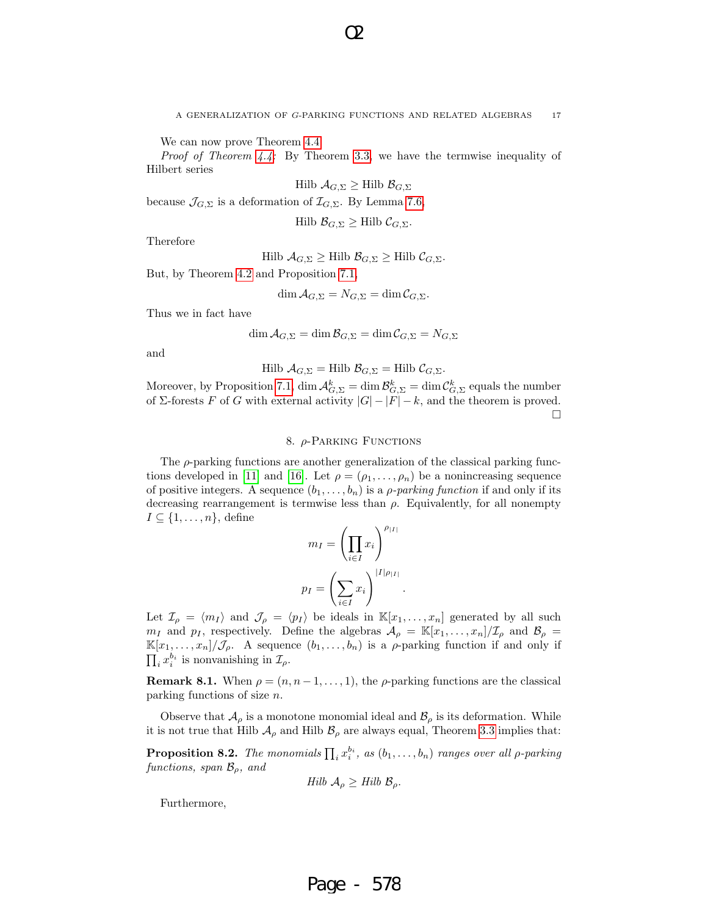We can now prove Theorem 4.4.

*Proof of Theorem 4.4:* By Theorem 3.3, we have the termwise inequality of Hilbert series

$$\text{Hilb } \mathcal{A}_{G,\Sigma} \geq \text{Hilb } \mathcal{B}_{G,\Sigma}$$

because $\mathcal{J}_{G,\Sigma}$ is a deformation of $\mathcal{I}_{G,\Sigma}$. By Lemma 7.6,

$$\text{Hilb } \mathcal{B}_{G,\Sigma} \geq \text{Hilb } \mathcal{C}_{G,\Sigma}.$$

Therefore

$$\text{Hilb } \mathcal{A}_{G,\Sigma} \geq \text{Hilb } \mathcal{B}_{G,\Sigma} \geq \text{Hilb } \mathcal{C}_{G,\Sigma}.$$

But, by Theorem 4.2 and Proposition 7.1,

$$\dim \mathcal{A}_{G,\Sigma} = N_{G,\Sigma} = \dim \mathcal{C}_{G,\Sigma}.$$

Thus we in fact have

$$\dim \mathcal{A}_{G,\Sigma} = \dim \mathcal{B}_{G,\Sigma} = \dim \mathcal{C}_{G,\Sigma} = N_{G,\Sigma}$$

and

$$\text{Hilb } \mathcal{A}_{G,\Sigma} = \text{Hilb } \mathcal{B}_{G,\Sigma} = \text{Hilb } \mathcal{C}_{G,\Sigma}.$$

Moreover, by Proposition 7.1, $\dim \mathcal{A}^k_{G,\Sigma} = \dim \mathcal{B}^k_{G,\Sigma} = \dim \mathcal{C}^k_{G,\Sigma}$ equals the number of $\Sigma$-forests $F$ of $G$ with external activity $|G| - |F| - k$, and the theorem is proved. □

## 8. $\rho$-Parking Functions

The $\rho$-parking functions are another generalization of the classical parking functions developed in [11] and [16]. Let $\rho = (\rho_1, \ldots, \rho_n)$ be a nonincreasing sequence of positive integers. A sequence $(b_1, \ldots, b_n)$ is a *$\rho$-parking function* if and only if its decreasing rearrangement is termwise less than $\rho$. Equivalently, for all nonempty $I \subseteq \{1, \ldots, n\}$, define

$$m_I = \left(\prod_{i \in I} x_i\right)^{\rho_{|I|}}$$

$$p_I = \left(\sum_{i \in I} x_i\right)^{|I|\rho_{|I|}}.$$

Let $\mathcal{I}_\rho = \langle m_I \rangle$ and $\mathcal{J}_\rho = \langle p_I \rangle$ be ideals in $\mathbb{K}[x_1, \ldots, x_n]$ generated by all such $m_I$ and $p_I$, respectively. Define the algebras $\mathcal{A}_\rho = \mathbb{K}[x_1, \ldots, x_n]/\mathcal{I}_\rho$ and $\mathcal{B}_\rho = \mathbb{K}[x_1, \ldots, x_n]/\mathcal{J}_\rho$. A sequence $(b_1, \ldots, b_n)$ is a $\rho$-parking function if and only if $\prod_i x_i^{b_i}$ is nonvanishing in $\mathcal{I}_\rho$.

**Remark 8.1.** When $\rho = (n, n-1, \ldots, 1)$, the $\rho$-parking functions are the classical parking functions of size $n$.

Observe that $\mathcal{A}_\rho$ is a monotone monomial ideal and $\mathcal{B}_\rho$ is its deformation. While it is not true that Hilb $\mathcal{A}_\rho$ and Hilb $\mathcal{B}_\rho$ are always equal, Theorem 3.3 implies that:

**Proposition 8.2.** *The monomials $\prod_i x_i^{b_i}$, as $(b_1, \ldots, b_n)$ ranges over all $\rho$-parking functions, span $\mathcal{B}_\rho$, and*

$$\textit{Hilb } \mathcal{A}_\rho \geq \textit{Hilb } \mathcal{B}_\rho.$$

Furthermore,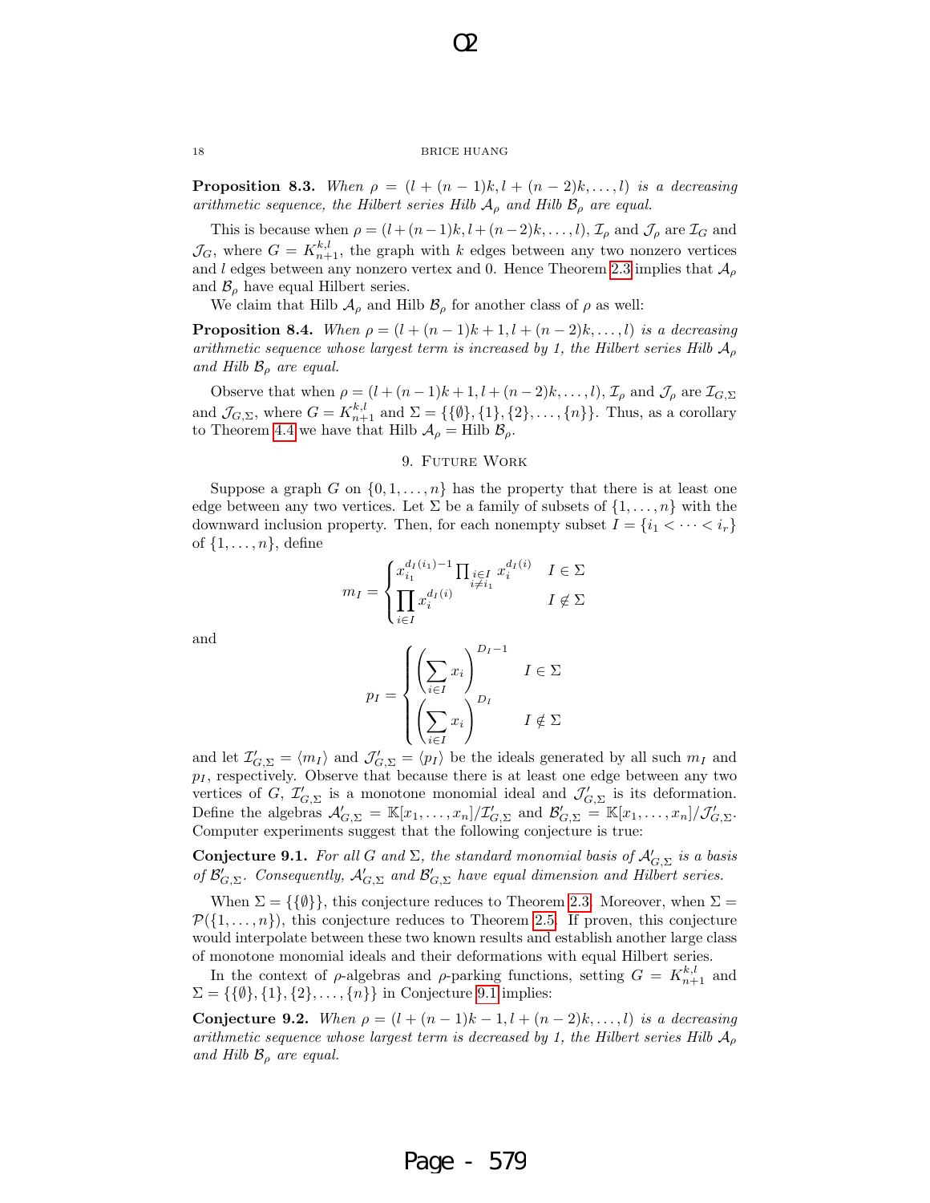**Proposition 8.3.** *When $\rho = (l + (n-1)k, l + (n-2)k, \dots, l)$ is a decreasing arithmetic sequence, the Hilbert series Hilb $\mathcal{A}_\rho$ and Hilb $\mathcal{B}_\rho$ are equal.*

This is because when $\rho = (l+(n-1)k, l+(n-2)k, \dots, l)$, $\mathcal{I}_\rho$ and $\mathcal{J}_\rho$ are $\mathcal{I}_G$ and $\mathcal{J}_G$, where $G = K_{n+1}^{k,l}$, the graph with $k$ edges between any two nonzero vertices and $l$ edges between any nonzero vertex and 0. Hence Theorem 2.3 implies that $\mathcal{A}_\rho$ and $\mathcal{B}_\rho$ have equal Hilbert series.

We claim that Hilb $\mathcal{A}_\rho$ and Hilb $\mathcal{B}_\rho$ for another class of $\rho$ as well:

**Proposition 8.4.** *When $\rho = (l + (n-1)k + 1, l + (n-2)k, \dots, l)$ is a decreasing arithmetic sequence whose largest term is increased by 1, the Hilbert series Hilb $\mathcal{A}_\rho$ and Hilb $\mathcal{B}_\rho$ are equal.*

Observe that when $\rho = (l + (n-1)k + 1, l + (n-2)k, \dots, l)$, $\mathcal{I}_\rho$ and $\mathcal{J}_\rho$ are $\mathcal{I}_{G,\Sigma}$ and $\mathcal{J}_{G,\Sigma}$, where $G = K_{n+1}^{k,l}$ and $\Sigma = \{\{\emptyset\}, \{1\}, \{2\}, \dots, \{n\}\}$. Thus, as a corollary to Theorem 4.4 we have that Hilb $\mathcal{A}_\rho =$ Hilb $\mathcal{B}_\rho$.

## 9. Future Work

Suppose a graph $G$ on $\{0, 1, \dots, n\}$ has the property that there is at least one edge between any two vertices. Let $\Sigma$ be a family of subsets of $\{1, \dots, n\}$ with the downward inclusion property. Then, for each nonempty subset $I = \{i_1 < \dots < i_r\}$ of $\{1, \dots, n\}$, define

$$m_I = \begin{cases} x_{i_1}^{d_I(i_1)-1} \prod_{\substack{i \in I \\ i \neq i_1}} x_i^{d_I(i)} & I \in \Sigma \\ \prod_{i \in I} x_i^{d_I(i)} & I \notin \Sigma \end{cases}$$

and

$$p_I = \begin{cases} \left( \sum_{i \in I} x_i \right)^{D_I - 1} & I \in \Sigma \\ \left( \sum_{i \in I} x_i \right)^{D_I} & I \notin \Sigma \end{cases}$$

and let $\mathcal{I}'_{G,\Sigma} = \langle m_I \rangle$ and $\mathcal{J}'_{G,\Sigma} = \langle p_I \rangle$ be the ideals generated by all such $m_I$ and $p_I$, respectively. Observe that because there is at least one edge between any two vertices of $G$, $\mathcal{I}'_{G,\Sigma}$ is a monotone monomial ideal and $\mathcal{J}'_{G,\Sigma}$ is its deformation. Define the algebras $\mathcal{A}'_{G,\Sigma} = \mathbb{K}[x_1, \dots, x_n]/\mathcal{I}'_{G,\Sigma}$ and $\mathcal{B}'_{G,\Sigma} = \mathbb{K}[x_1, \dots, x_n]/\mathcal{J}'_{G,\Sigma}$. Computer experiments suggest that the following conjecture is true:

**Conjecture 9.1.** *For all $G$ and $\Sigma$, the standard monomial basis of $\mathcal{A}'_{G,\Sigma}$ is a basis of $\mathcal{B}'_{G,\Sigma}$. Consequently, $\mathcal{A}'_{G,\Sigma}$ and $\mathcal{B}'_{G,\Sigma}$ have equal dimension and Hilbert series.*

When $\Sigma = \{\{\emptyset\}\}$, this conjecture reduces to Theorem 2.3. Moreover, when $\Sigma = \mathcal{P}(\{1, \dots, n\})$, this conjecture reduces to Theorem 2.5. If proven, this conjecture would interpolate between these two known results and establish another large class of monotone monomial ideals and their deformations with equal Hilbert series.

In the context of $\rho$-algebras and $\rho$-parking functions, setting $G = K_{n+1}^{k,l}$ and $\Sigma = \{\{\emptyset\}, \{1\}, \{2\}, \dots, \{n\}\}$ in Conjecture 9.1 implies:

**Conjecture 9.2.** *When $\rho = (l + (n-1)k - 1, l + (n-2)k, \dots, l)$ is a decreasing arithmetic sequence whose largest term is decreased by 1, the Hilbert series Hilb $\mathcal{A}_\rho$ and Hilb $\mathcal{B}_\rho$ are equal.*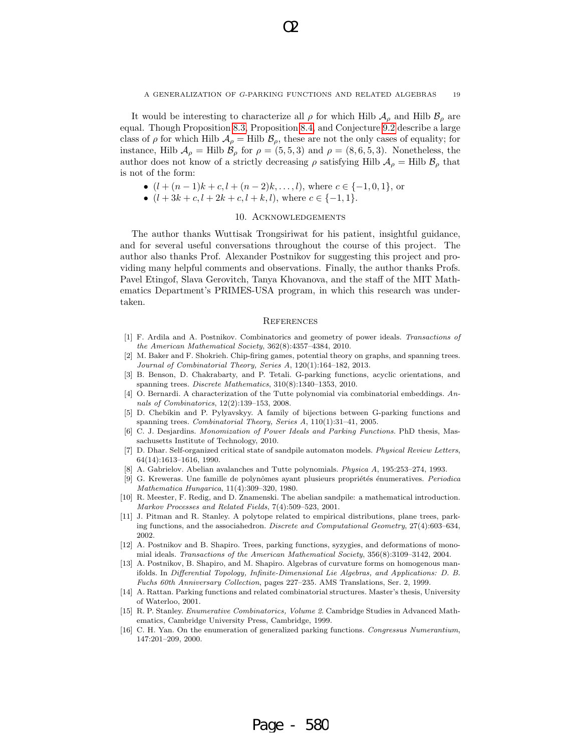It would be interesting to characterize all $\rho$ for which Hilb $\mathcal{A}_\rho$ and Hilb $\mathcal{B}_\rho$ are equal. Though Proposition 8.3, Proposition 8.4, and Conjecture 9.2 describe a large class of $\rho$ for which Hilb $\mathcal{A}_\rho$ = Hilb $\mathcal{B}_\rho$, these are not the only cases of equality; for instance, Hilb $\mathcal{A}_\rho$ = Hilb $\mathcal{B}_\rho$ for $\rho = (5, 5, 3)$ and $\rho = (8, 6, 5, 3)$. Nonetheless, the author does not know of a strictly decreasing $\rho$ satisfying Hilb $\mathcal{A}_\rho$ = Hilb $\mathcal{B}_\rho$ that is not of the form:

- $(l + (n-1)k + c, l + (n-2)k, \ldots, l)$, where $c \in \{-1, 0, 1\}$, or
- $(l + 3k + c, l + 2k + c, l + k, l)$, where $c \in \{-1, 1\}$.

## 10. Acknowledgements

The author thanks Wuttisak Trongsiriwat for his patient, insightful guidance, and for several useful conversations throughout the course of this project. The author also thanks Prof. Alexander Postnikov for suggesting this project and providing many helpful comments and observations. Finally, the author thanks Profs. Pavel Etingof, Slava Gerovitch, Tanya Khovanova, and the staff of the MIT Mathematics Department's PRIMES-USA program, in which this research was undertaken.

## References

[1] F. Ardila and A. Postnikov. Combinatorics and geometry of power ideals. *Transactions of the American Mathematical Society*, 362(8):4357–4384, 2010.

[2] M. Baker and F. Shokrieh. Chip-firing games, potential theory on graphs, and spanning trees. *Journal of Combinatorial Theory, Series A*, 120(1):164–182, 2013.

[3] B. Benson, D. Chakrabarty, and P. Tetali. G-parking functions, acyclic orientations, and spanning trees. *Discrete Mathematics*, 310(8):1340–1353, 2010.

[4] O. Bernardi. A characterization of the Tutte polynomial via combinatorial embeddings. *Annals of Combinatorics*, 12(2):139–153, 2008.

[5] D. Chebikin and P. Pylyavskyy. A family of bijections between G-parking functions and spanning trees. *Combinatorial Theory, Series A*, 110(1):31–41, 2005.

[6] C. J. Desjardins. *Monomization of Power Ideals and Parking Functions*. PhD thesis, Massachusetts Institute of Technology, 2010.

[7] D. Dhar. Self-organized critical state of sandpile automaton models. *Physical Review Letters*, 64(14):1613–1616, 1990.

[8] A. Gabrielov. Abelian avalanches and Tutte polynomials. *Physica A*, 195:253–274, 1993.

[9] G. Kreweras. Une famille de polynômes ayant plusieurs propriétés énumeratives. *Periodica Mathematica Hungarica*, 11(4):309–320, 1980.

[10] R. Meester, F. Redig, and D. Znamenski. The abelian sandpile: a mathematical introduction. *Markov Processes and Related Fields*, 7(4):509–523, 2001.

[11] J. Pitman and R. Stanley. A polytope related to empirical distributions, plane trees, parking functions, and the associahedron. *Discrete and Computational Geometry*, 27(4):603–634, 2002.

[12] A. Postnikov and B. Shapiro. Trees, parking functions, syzygies, and deformations of monomial ideals. *Transactions of the American Mathematical Society*, 356(8):3109–3142, 2004.

[13] A. Postnikov, B. Shapiro, and M. Shapiro. Algebras of curvature forms on homogenous manifolds. In *Differential Topology, Infinite-Dimensional Lie Algebras, and Applications: D. B. Fuchs 60th Anniversary Collection*, pages 227–235. AMS Translations, Ser. 2, 1999.

[14] A. Rattan. Parking functions and related combinatorial structures. Master's thesis, University of Waterloo, 2001.

[15] R. P. Stanley. *Enumerative Combinatorics, Volume 2*. Cambridge Studies in Advanced Mathematics, Cambridge University Press, Cambridge, 1999.

[16] C. H. Yan. On the enumeration of generalized parking functions. *Congressus Numerantium*, 147:201–209, 2000.